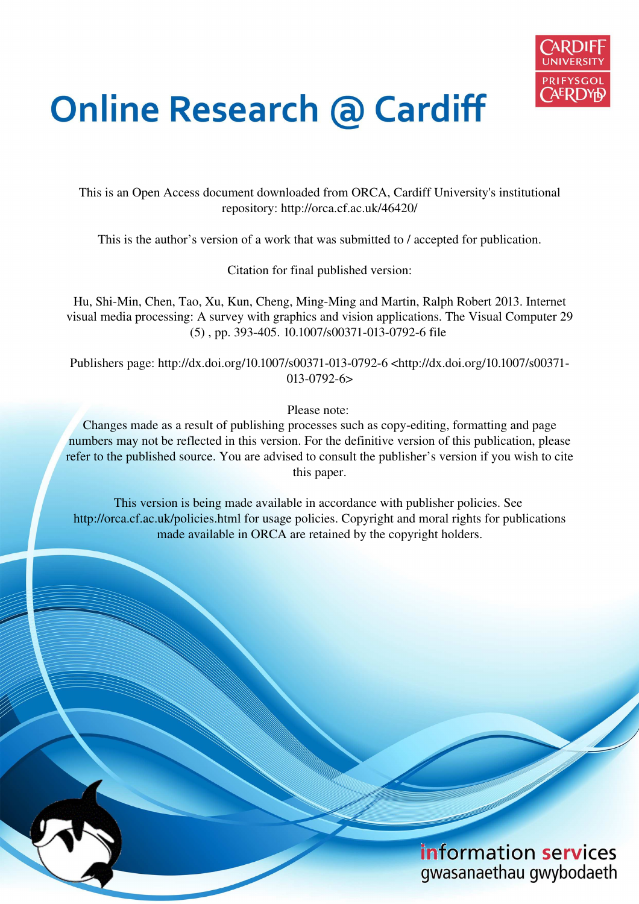# Online Research @ Cardiff

This is an Open Access document downloaded from ORCA, Cardiff University's institutional repository: http://orca.cf.ac.uk/46420/

This is the author's version of a work that was submitted to / accepted for publication.

Citation for final published version:

Hu, Shi-Min, Chen, Tao, Xu, Kun, Cheng, Ming-Ming and Martin, Ralph Robert 2013. Internet visual media processing: A survey with graphics and vision applications. The Visual Computer 29 (5) , pp. 393-405. 10.1007/s00371-013-0792-6 file

Publishers page: http://dx.doi.org/10.1007/s00371-013-0792-6 <http://dx.doi.org/10.1007/s00371-013-0792-6>

Please note:
Changes made as a result of publishing processes such as copy-editing, formatting and page numbers may not be reflected in this version. For the definitive version of this publication, please refer to the published source. You are advised to consult the publisher's version if you wish to cite this paper.

This version is being made available in accordance with publisher policies. See http://orca.cf.ac.uk/policies.html for usage policies. Copyright and moral rights for publications made available in ORCA are retained by the copyright holders.

information services
gwasanaethau gwybodaeth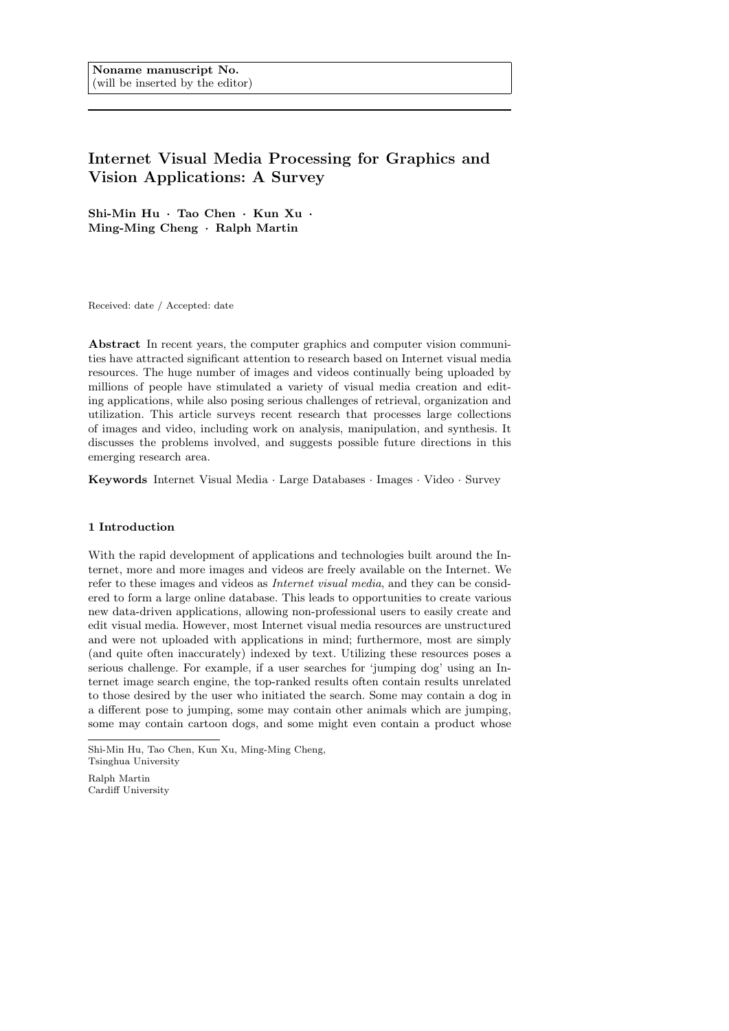Noname manuscript No.
(will be inserted by the editor)

# Internet Visual Media Processing for Graphics and Vision Applications: A Survey

**Shi-Min Hu · Tao Chen · Kun Xu · Ming-Ming Cheng · Ralph Martin**

Received: date / Accepted: date

**Abstract** In recent years, the computer graphics and computer vision communities have attracted significant attention to research based on Internet visual media resources. The huge number of images and videos continually being uploaded by millions of people have stimulated a variety of visual media creation and editing applications, while also posing serious challenges of retrieval, organization and utilization. This article surveys recent research that processes large collections of images and video, including work on analysis, manipulation, and synthesis. It discusses the problems involved, and suggests possible future directions in this emerging research area.

**Keywords** Internet Visual Media · Large Databases · Images · Video · Survey

## 1 Introduction

With the rapid development of applications and technologies built around the Internet, more and more images and videos are freely available on the Internet. We refer to these images and videos as *Internet visual media*, and they can be considered to form a large online database. This leads to opportunities to create various new data-driven applications, allowing non-professional users to easily create and edit visual media. However, most Internet visual media resources are unstructured and were not uploaded with applications in mind; furthermore, most are simply (and quite often inaccurately) indexed by text. Utilizing these resources poses a serious challenge. For example, if a user searches for 'jumping dog' using an Internet image search engine, the top-ranked results often contain results unrelated to those desired by the user who initiated the search. Some may contain a dog in a different pose to jumping, some may contain other animals which are jumping, some may contain cartoon dogs, and some might even contain a product whose

Shi-Min Hu, Tao Chen, Kun Xu, Ming-Ming Cheng,
Tsinghua University

Ralph Martin
Cardiff University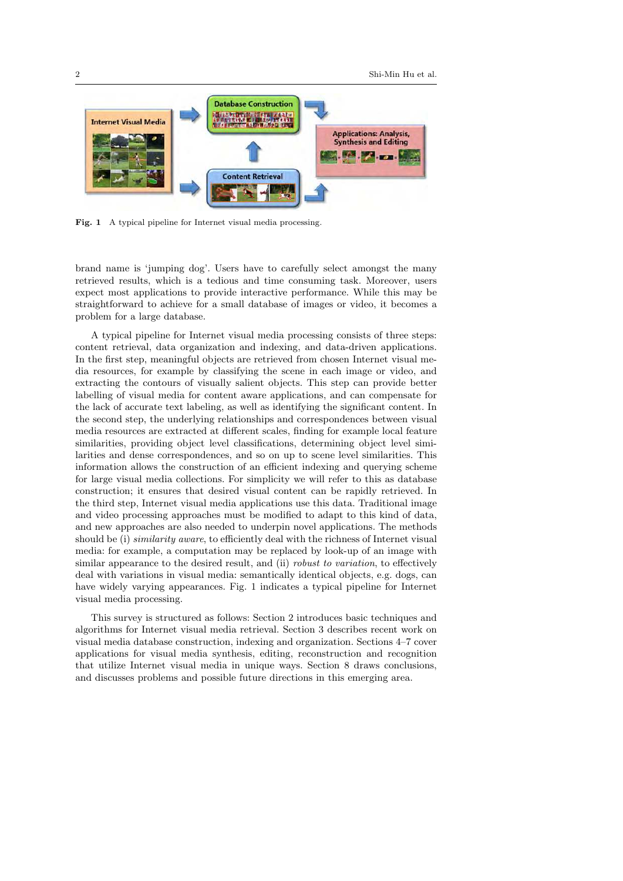Fig. 1 A typical pipeline for Internet visual media processing.

brand name is 'jumping dog'. Users have to carefully select amongst the many retrieved results, which is a tedious and time consuming task. Moreover, users expect most applications to provide interactive performance. While this may be straightforward to achieve for a small database of images or video, it becomes a problem for a large database.

A typical pipeline for Internet visual media processing consists of three steps: content retrieval, data organization and indexing, and data-driven applications. In the first step, meaningful objects are retrieved from chosen Internet visual media resources, for example by classifying the scene in each image or video, and extracting the contours of visually salient objects. This step can provide better labelling of visual media for content aware applications, and can compensate for the lack of accurate text labeling, as well as identifying the significant content. In the second step, the underlying relationships and correspondences between visual media resources are extracted at different scales, finding for example local feature similarities, providing object level classifications, determining object level similarities and dense correspondences, and so on up to scene level similarities. This information allows the construction of an efficient indexing and querying scheme for large visual media collections. For simplicity we will refer to this as database construction; it ensures that desired visual content can be rapidly retrieved. In the third step, Internet visual media applications use this data. Traditional image and video processing approaches must be modified to adapt to this kind of data, and new approaches are also needed to underpin novel applications. The methods should be (i) *similarity aware*, to efficiently deal with the richness of Internet visual media: for example, a computation may be replaced by look-up of an image with similar appearance to the desired result, and (ii) *robust to variation*, to effectively deal with variations in visual media: semantically identical objects, e.g. dogs, can have widely varying appearances. Fig. 1 indicates a typical pipeline for Internet visual media processing.

This survey is structured as follows: Section 2 introduces basic techniques and algorithms for Internet visual media retrieval. Section 3 describes recent work on visual media database construction, indexing and organization. Sections 4–7 cover applications for visual media synthesis, editing, reconstruction and recognition that utilize Internet visual media in unique ways. Section 8 draws conclusions, and discusses problems and possible future directions in this emerging area.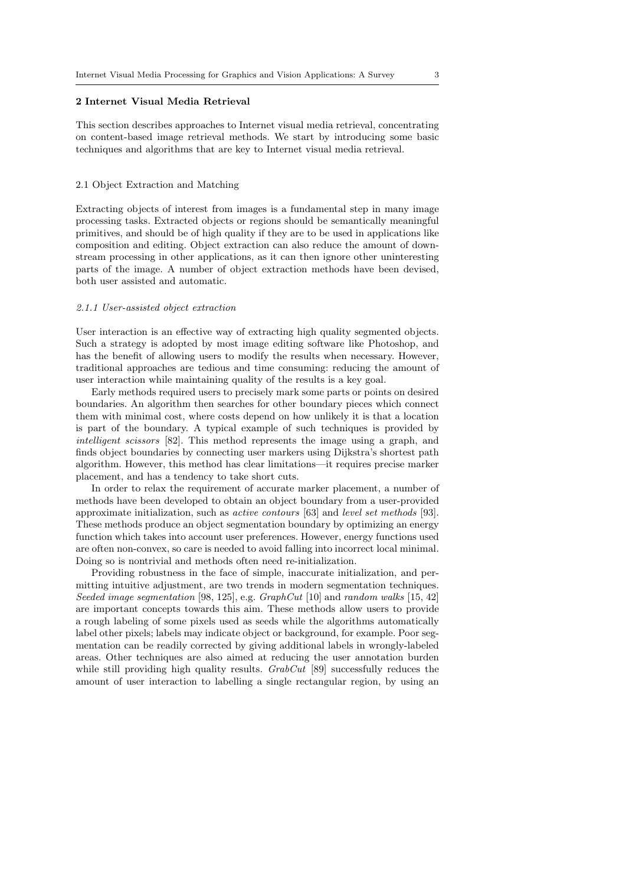## 2 Internet Visual Media Retrieval

This section describes approaches to Internet visual media retrieval, concentrating on content-based image retrieval methods. We start by introducing some basic techniques and algorithms that are key to Internet visual media retrieval.

### 2.1 Object Extraction and Matching

Extracting objects of interest from images is a fundamental step in many image processing tasks. Extracted objects or regions should be semantically meaningful primitives, and should be of high quality if they are to be used in applications like composition and editing. Object extraction can also reduce the amount of downstream processing in other applications, as it can then ignore other uninteresting parts of the image. A number of object extraction methods have been devised, both user assisted and automatic.

#### *2.1.1 User-assisted object extraction*

User interaction is an effective way of extracting high quality segmented objects. Such a strategy is adopted by most image editing software like Photoshop, and has the benefit of allowing users to modify the results when necessary. However, traditional approaches are tedious and time consuming: reducing the amount of user interaction while maintaining quality of the results is a key goal.

Early methods required users to precisely mark some parts or points on desired boundaries. An algorithm then searches for other boundary pieces which connect them with minimal cost, where costs depend on how unlikely it is that a location is part of the boundary. A typical example of such techniques is provided by *intelligent scissors* [82]. This method represents the image using a graph, and finds object boundaries by connecting user markers using Dijkstra's shortest path algorithm. However, this method has clear limitations—it requires precise marker placement, and has a tendency to take short cuts.

In order to relax the requirement of accurate marker placement, a number of methods have been developed to obtain an object boundary from a user-provided approximate initialization, such as *active contours* [63] and *level set methods* [93]. These methods produce an object segmentation boundary by optimizing an energy function which takes into account user preferences. However, energy functions used are often non-convex, so care is needed to avoid falling into incorrect local minimal. Doing so is nontrivial and methods often need re-initialization.

Providing robustness in the face of simple, inaccurate initialization, and permitting intuitive adjustment, are two trends in modern segmentation techniques. *Seeded image segmentation* [98, 125], e.g. *GraphCut* [10] and *random walks* [15, 42] are important concepts towards this aim. These methods allow users to provide a rough labeling of some pixels used as seeds while the algorithms automatically label other pixels; labels may indicate object or background, for example. Poor segmentation can be readily corrected by giving additional labels in wrongly-labeled areas. Other techniques are also aimed at reducing the user annotation burden while still providing high quality results. *GrabCut* [89] successfully reduces the amount of user interaction to labelling a single rectangular region, by using an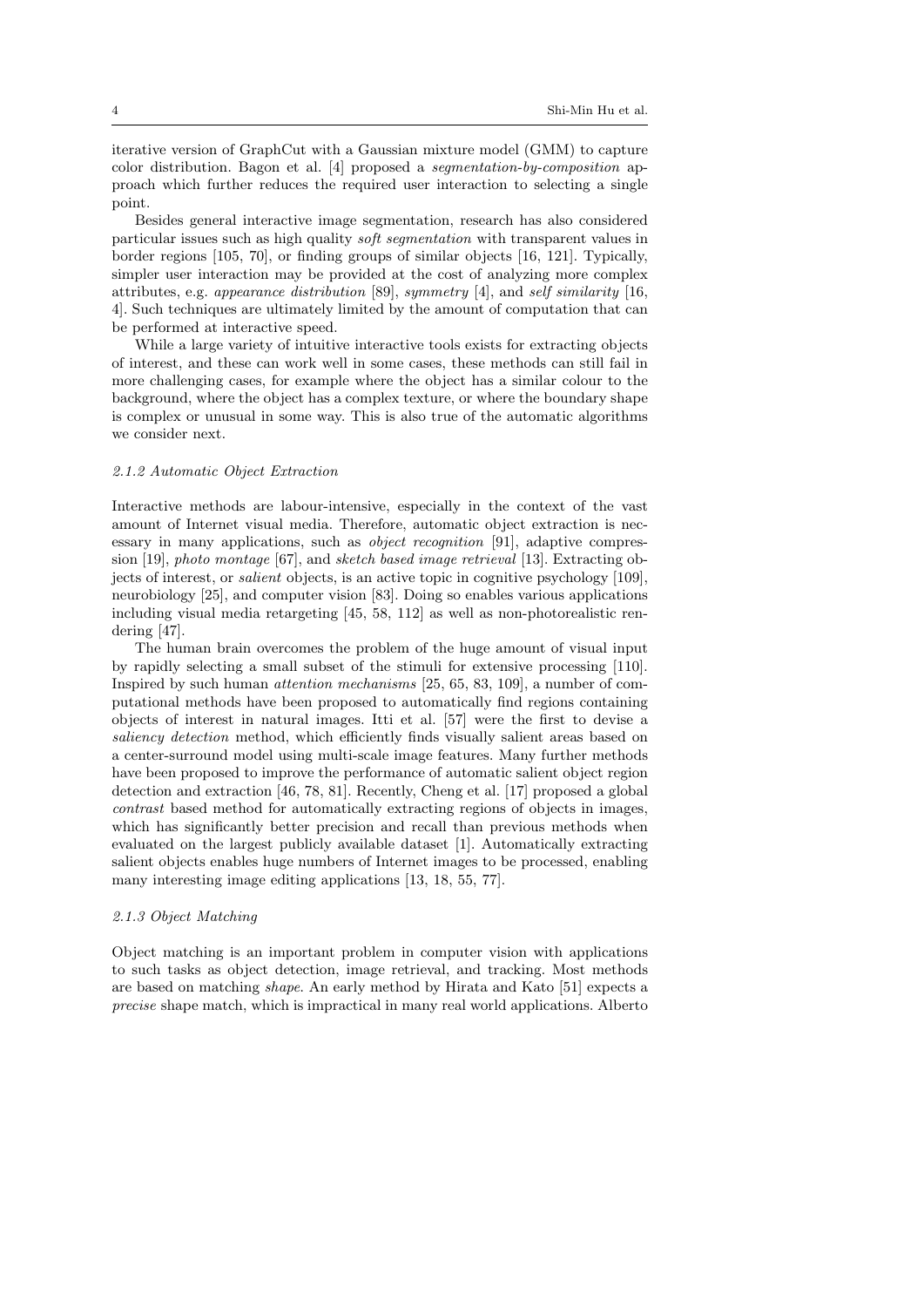iterative version of GraphCut with a Gaussian mixture model (GMM) to capture color distribution. Bagon et al. [4] proposed a *segmentation-by-composition* approach which further reduces the required user interaction to selecting a single point.

Besides general interactive image segmentation, research has also considered particular issues such as high quality *soft segmentation* with transparent values in border regions [105, 70], or finding groups of similar objects [16, 121]. Typically, simpler user interaction may be provided at the cost of analyzing more complex attributes, e.g. *appearance distribution* [89], *symmetry* [4], and *self similarity* [16, 4]. Such techniques are ultimately limited by the amount of computation that can be performed at interactive speed.

While a large variety of intuitive interactive tools exists for extracting objects of interest, and these can work well in some cases, these methods can still fail in more challenging cases, for example where the object has a similar colour to the background, where the object has a complex texture, or where the boundary shape is complex or unusual in some way. This is also true of the automatic algorithms we consider next.

#### *2.1.2 Automatic Object Extraction*

Interactive methods are labour-intensive, especially in the context of the vast amount of Internet visual media. Therefore, automatic object extraction is necessary in many applications, such as *object recognition* [91], adaptive compression [19], *photo montage* [67], and *sketch based image retrieval* [13]. Extracting objects of interest, or *salient* objects, is an active topic in cognitive psychology [109], neurobiology [25], and computer vision [83]. Doing so enables various applications including visual media retargeting [45, 58, 112] as well as non-photorealistic rendering [47].

The human brain overcomes the problem of the huge amount of visual input by rapidly selecting a small subset of the stimuli for extensive processing [110]. Inspired by such human *attention mechanisms* [25, 65, 83, 109], a number of computational methods have been proposed to automatically find regions containing objects of interest in natural images. Itti et al. [57] were the first to devise a *saliency detection* method, which efficiently finds visually salient areas based on a center-surround model using multi-scale image features. Many further methods have been proposed to improve the performance of automatic salient object region detection and extraction [46, 78, 81]. Recently, Cheng et al. [17] proposed a global *contrast* based method for automatically extracting regions of objects in images, which has significantly better precision and recall than previous methods when evaluated on the largest publicly available dataset [1]. Automatically extracting salient objects enables huge numbers of Internet images to be processed, enabling many interesting image editing applications [13, 18, 55, 77].

#### *2.1.3 Object Matching*

Object matching is an important problem in computer vision with applications to such tasks as object detection, image retrieval, and tracking. Most methods are based on matching *shape*. An early method by Hirata and Kato [51] expects a *precise* shape match, which is impractical in many real world applications. Alberto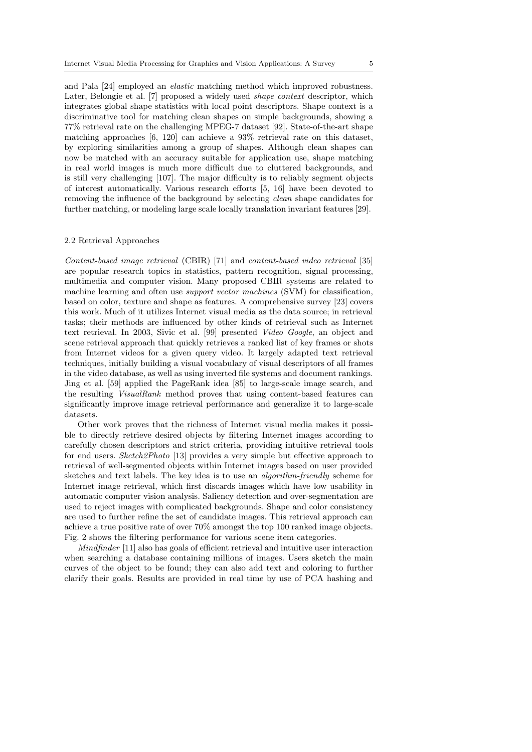and Pala [24] employed an *elastic* matching method which improved robustness. Later, Belongie et al. [7] proposed a widely used *shape context* descriptor, which integrates global shape statistics with local point descriptors. Shape context is a discriminative tool for matching clean shapes on simple backgrounds, showing a 77% retrieval rate on the challenging MPEG-7 dataset [92]. State-of-the-art shape matching approaches [6, 120] can achieve a 93% retrieval rate on this dataset, by exploring similarities among a group of shapes. Although clean shapes can now be matched with an accuracy suitable for application use, shape matching in real world images is much more difficult due to cluttered backgrounds, and is still very challenging [107]. The major difficulty is to reliably segment objects of interest automatically. Various research efforts [5, 16] have been devoted to removing the influence of the background by selecting *clean* shape candidates for further matching, or modeling large scale locally translation invariant features [29].

### 2.2 Retrieval Approaches

*Content-based image retrieval* (CBIR) [71] and *content-based video retrieval* [35] are popular research topics in statistics, pattern recognition, signal processing, multimedia and computer vision. Many proposed CBIR systems are related to machine learning and often use *support vector machines* (SVM) for classification, based on color, texture and shape as features. A comprehensive survey [23] covers this work. Much of it utilizes Internet visual media as the data source; in retrieval tasks; their methods are influenced by other kinds of retrieval such as Internet text retrieval. In 2003, Sivic et al. [99] presented *Video Google*, an object and scene retrieval approach that quickly retrieves a ranked list of key frames or shots from Internet videos for a given query video. It largely adapted text retrieval techniques, initially building a visual vocabulary of visual descriptors of all frames in the video database, as well as using inverted file systems and document rankings. Jing et al. [59] applied the PageRank idea [85] to large-scale image search, and the resulting *VisualRank* method proves that using content-based features can significantly improve image retrieval performance and generalize it to large-scale datasets.

Other work proves that the richness of Internet visual media makes it possible to directly retrieve desired objects by filtering Internet images according to carefully chosen descriptors and strict criteria, providing intuitive retrieval tools for end users. *Sketch2Photo* [13] provides a very simple but effective approach to retrieval of well-segmented objects within Internet images based on user provided sketches and text labels. The key idea is to use an *algorithm-friendly* scheme for Internet image retrieval, which first discards images which have low usability in automatic computer vision analysis. Saliency detection and over-segmentation are used to reject images with complicated backgrounds. Shape and color consistency are used to further refine the set of candidate images. This retrieval approach can achieve a true positive rate of over 70% amongst the top 100 ranked image objects. Fig. 2 shows the filtering performance for various scene item categories.

*Mindfinder* [11] also has goals of efficient retrieval and intuitive user interaction when searching a database containing millions of images. Users sketch the main curves of the object to be found; they can also add text and coloring to further clarify their goals. Results are provided in real time by use of PCA hashing and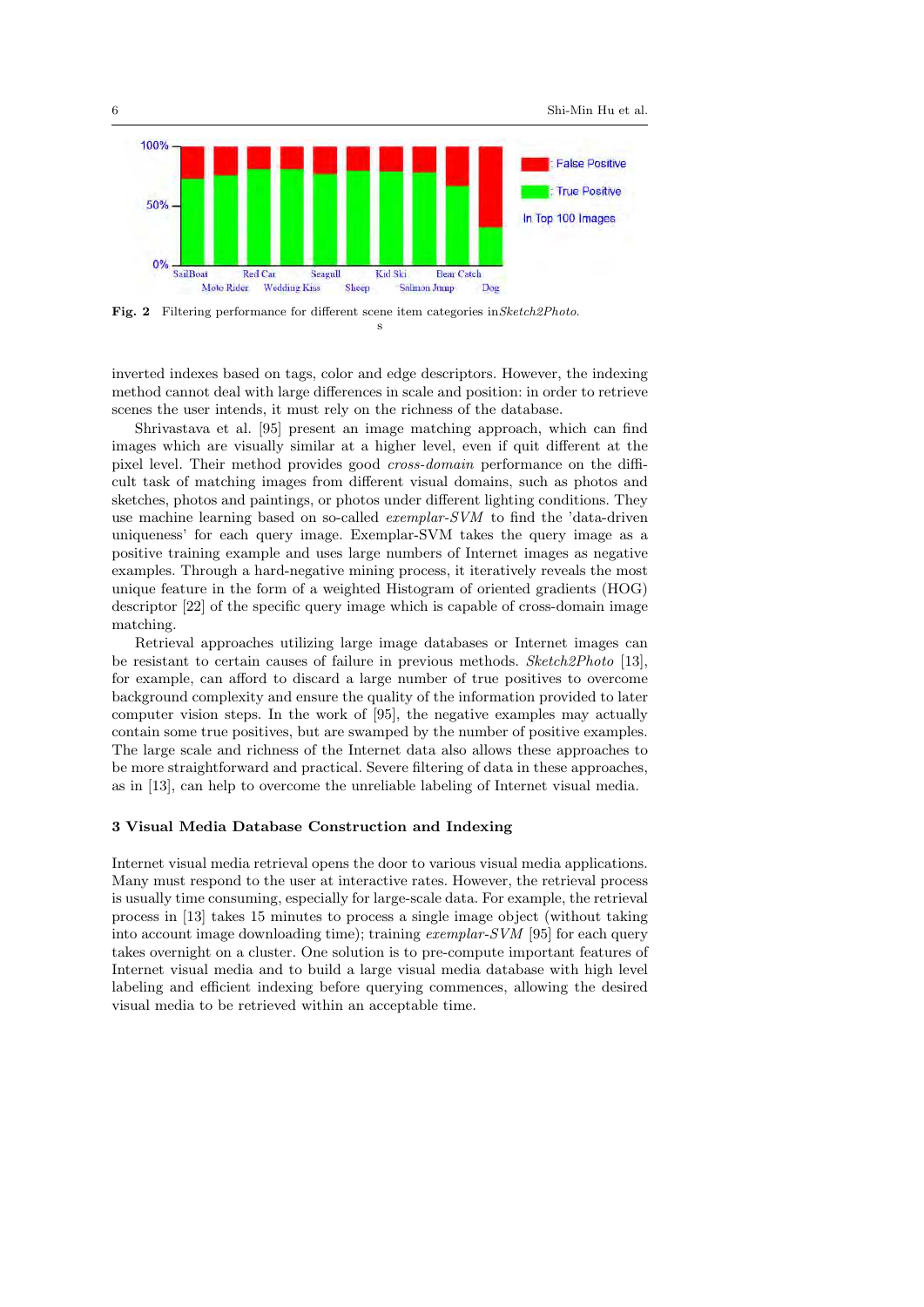Fig. 2 Filtering performance for different scene item categories in *Sketch2Photo*.
s

inverted indexes based on tags, color and edge descriptors. However, the indexing method cannot deal with large differences in scale and position: in order to retrieve scenes the user intends, it must rely on the richness of the database.

Shrivastava et al. [95] present an image matching approach, which can find images which are visually similar at a higher level, even if quit different at the pixel level. Their method provides good *cross-domain* performance on the difficult task of matching images from different visual domains, such as photos and sketches, photos and paintings, or photos under different lighting conditions. They use machine learning based on so-called *exemplar-SVM* to find the 'data-driven uniqueness' for each query image. Exemplar-SVM takes the query image as a positive training example and uses large numbers of Internet images as negative examples. Through a hard-negative mining process, it iteratively reveals the most unique feature in the form of a weighted Histogram of oriented gradients (HOG) descriptor [22] of the specific query image which is capable of cross-domain image matching.

Retrieval approaches utilizing large image databases or Internet images can be resistant to certain causes of failure in previous methods. *Sketch2Photo* [13], for example, can afford to discard a large number of true positives to overcome background complexity and ensure the quality of the information provided to later computer vision steps. In the work of [95], the negative examples may actually contain some true positives, but are swamped by the number of positive examples. The large scale and richness of the Internet data also allows these approaches to be more straightforward and practical. Severe filtering of data in these approaches, as in [13], can help to overcome the unreliable labeling of Internet visual media.

## 3 Visual Media Database Construction and Indexing

Internet visual media retrieval opens the door to various visual media applications. Many must respond to the user at interactive rates. However, the retrieval process is usually time consuming, especially for large-scale data. For example, the retrieval process in [13] takes 15 minutes to process a single image object (without taking into account image downloading time); training *exemplar-SVM* [95] for each query takes overnight on a cluster. One solution is to pre-compute important features of Internet visual media and to build a large visual media database with high level labeling and efficient indexing before querying commences, allowing the desired visual media to be retrieved within an acceptable time.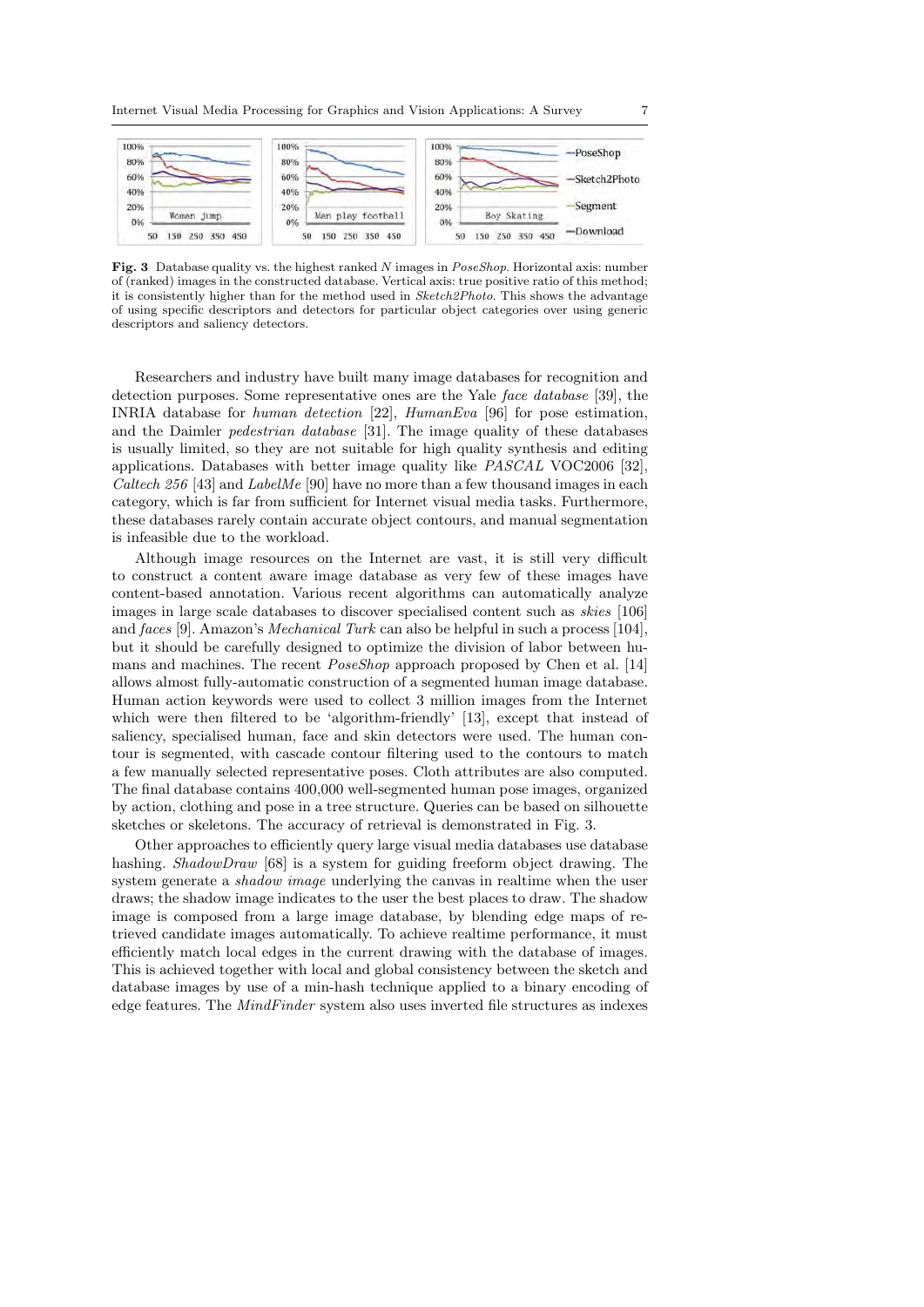**Fig. 3** Database quality vs. the highest ranked $N$ images in *PoseShop*. Horizontal axis: number of (ranked) images in the constructed database. Vertical axis: true positive ratio of this method; it is consistently higher than for the method used in *Sketch2Photo*. This shows the advantage of using specific descriptors and detectors for particular object categories over using generic descriptors and saliency detectors.

Researchers and industry have built many image databases for recognition and detection purposes. Some representative ones are the Yale *face database* [39], the INRIA database for *human detection* [22], *HumanEva* [96] for pose estimation, and the Daimler *pedestrian database* [31]. The image quality of these databases is usually limited, so they are not suitable for high quality synthesis and editing applications. Databases with better image quality like *PASCAL* VOC2006 [32], *Caltech 256* [43] and *LabelMe* [90] have no more than a few thousand images in each category, which is far from sufficient for Internet visual media tasks. Furthermore, these databases rarely contain accurate object contours, and manual segmentation is infeasible due to the workload.

Although image resources on the Internet are vast, it is still very difficult to construct a content aware image database as very few of these images have content-based annotation. Various recent algorithms can automatically analyze images in large scale databases to discover specialised content such as *skies* [106] and *faces* [9]. Amazon's *Mechanical Turk* can also be helpful in such a process [104], but it should be carefully designed to optimize the division of labor between humans and machines. The recent *PoseShop* approach proposed by Chen et al. [14] allows almost fully-automatic construction of a segmented human image database. Human action keywords were used to collect 3 million images from the Internet which were then filtered to be 'algorithm-friendly' [13], except that instead of saliency, specialised human, face and skin detectors were used. The human contour is segmented, with cascade contour filtering used to the contours to match a few manually selected representative poses. Cloth attributes are also computed. The final database contains 400,000 well-segmented human pose images, organized by action, clothing and pose in a tree structure. Queries can be based on silhouette sketches or skeletons. The accuracy of retrieval is demonstrated in Fig. 3.

Other approaches to efficiently query large visual media databases use database hashing. *ShadowDraw* [68] is a system for guiding freeform object drawing. The system generate a *shadow image* underlying the canvas in realtime when the user draws; the shadow image indicates to the user the best places to draw. The shadow image is composed from a large image database, by blending edge maps of retrieved candidate images automatically. To achieve realtime performance, it must efficiently match local edges in the current drawing with the database of images. This is achieved together with local and global consistency between the sketch and database images by use of a min-hash technique applied to a binary encoding of edge features. The *MindFinder* system also uses inverted file structures as indexes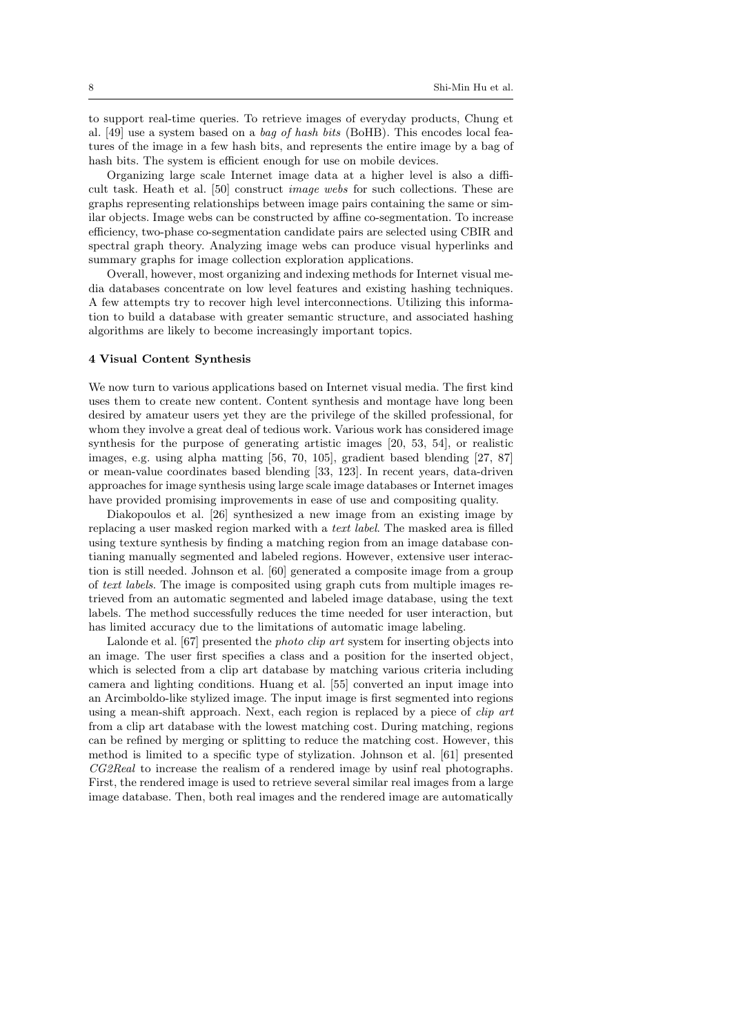to support real-time queries. To retrieve images of everyday products, Chung et al. [49] use a system based on a *bag of hash bits* (BoHB). This encodes local features of the image in a few hash bits, and represents the entire image by a bag of hash bits. The system is efficient enough for use on mobile devices.

Organizing large scale Internet image data at a higher level is also a difficult task. Heath et al. [50] construct *image webs* for such collections. These are graphs representing relationships between image pairs containing the same or similar objects. Image webs can be constructed by affine co-segmentation. To increase efficiency, two-phase co-segmentation candidate pairs are selected using CBIR and spectral graph theory. Analyzing image webs can produce visual hyperlinks and summary graphs for image collection exploration applications.

Overall, however, most organizing and indexing methods for Internet visual media databases concentrate on low level features and existing hashing techniques. A few attempts try to recover high level interconnections. Utilizing this information to build a database with greater semantic structure, and associated hashing algorithms are likely to become increasingly important topics.

## 4 Visual Content Synthesis

We now turn to various applications based on Internet visual media. The first kind uses them to create new content. Content synthesis and montage have long been desired by amateur users yet they are the privilege of the skilled professional, for whom they involve a great deal of tedious work. Various work has considered image synthesis for the purpose of generating artistic images [20, 53, 54], or realistic images, e.g. using alpha matting [56, 70, 105], gradient based blending [27, 87] or mean-value coordinates based blending [33, 123]. In recent years, data-driven approaches for image synthesis using large scale image databases or Internet images have provided promising improvements in ease of use and compositing quality.

Diakopoulos et al. [26] synthesized a new image from an existing image by replacing a user masked region marked with a *text label*. The masked area is filled using texture synthesis by finding a matching region from an image database contianing manually segmented and labeled regions. However, extensive user interaction is still needed. Johnson et al. [60] generated a composite image from a group of *text labels*. The image is composited using graph cuts from multiple images retrieved from an automatic segmented and labeled image database, using the text labels. The method successfully reduces the time needed for user interaction, but has limited accuracy due to the limitations of automatic image labeling.

Lalonde et al. [67] presented the *photo clip art* system for inserting objects into an image. The user first specifies a class and a position for the inserted object, which is selected from a clip art database by matching various criteria including camera and lighting conditions. Huang et al. [55] converted an input image into an Arcimboldo-like stylized image. The input image is first segmented into regions using a mean-shift approach. Next, each region is replaced by a piece of *clip art* from a clip art database with the lowest matching cost. During matching, regions can be refined by merging or splitting to reduce the matching cost. However, this method is limited to a specific type of stylization. Johnson et al. [61] presented *CG2Real* to increase the realism of a rendered image by usinf real photographs. First, the rendered image is used to retrieve several similar real images from a large image database. Then, both real images and the rendered image are automatically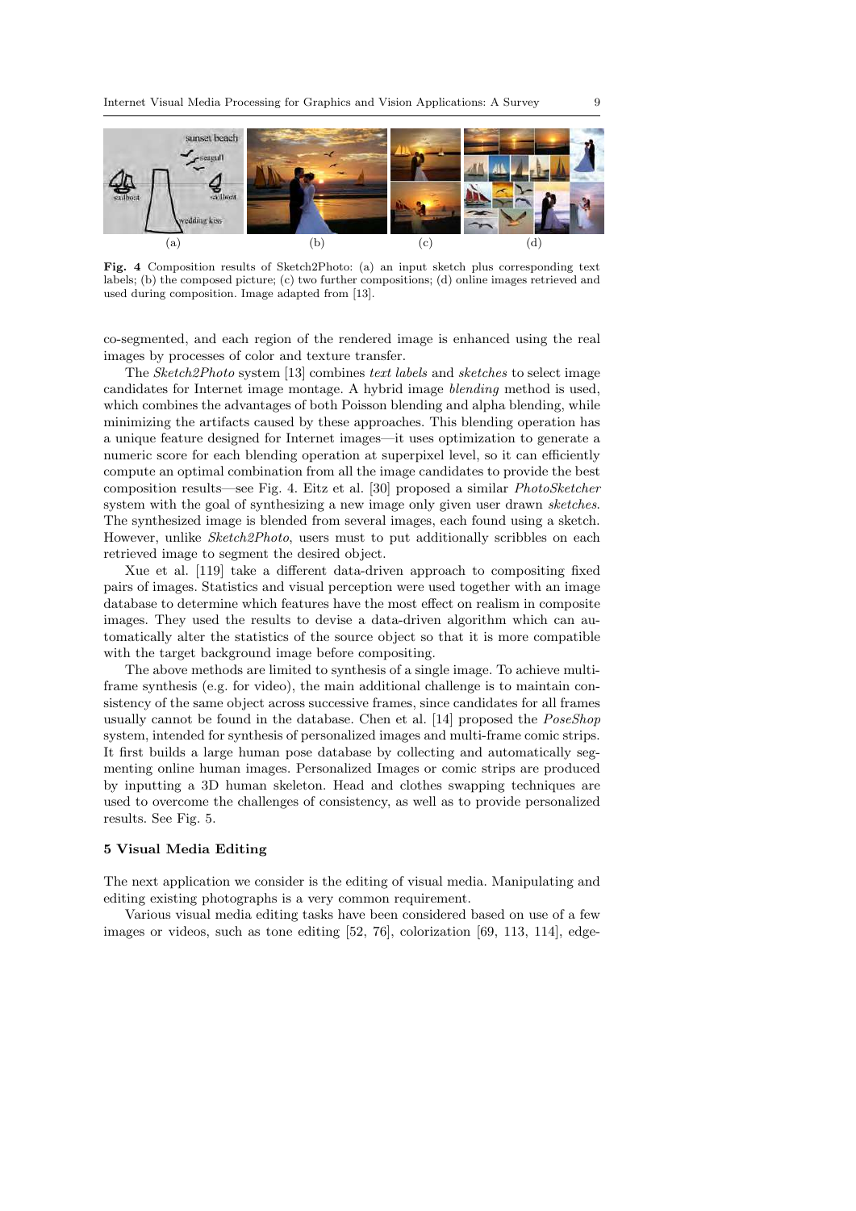Fig. 4 Composition results of Sketch2Photo: (a) an input sketch plus corresponding text labels; (b) the composed picture; (c) two further compositions; (d) online images retrieved and used during composition. Image adapted from [13].

co-segmented, and each region of the rendered image is enhanced using the real images by processes of color and texture transfer.

The *Sketch2Photo* system [13] combines *text labels* and *sketches* to select image candidates for Internet image montage. A hybrid image *blending* method is used, which combines the advantages of both Poisson blending and alpha blending, while minimizing the artifacts caused by these approaches. This blending operation has a unique feature designed for Internet images—it uses optimization to generate a numeric score for each blending operation at superpixel level, so it can efficiently compute an optimal combination from all the image candidates to provide the best composition results—see Fig. 4. Eitz et al. [30] proposed a similar *PhotoSketcher* system with the goal of synthesizing a new image only given user drawn *sketches*. The synthesized image is blended from several images, each found using a sketch. However, unlike *Sketch2Photo*, users must to put additionally scribbles on each retrieved image to segment the desired object.

Xue et al. [119] take a different data-driven approach to compositing fixed pairs of images. Statistics and visual perception were used together with an image database to determine which features have the most effect on realism in composite images. They used the results to devise a data-driven algorithm which can automatically alter the statistics of the source object so that it is more compatible with the target background image before compositing.

The above methods are limited to synthesis of a single image. To achieve multi-frame synthesis (e.g. for video), the main additional challenge is to maintain consistency of the same object across successive frames, since candidates for all frames usually cannot be found in the database. Chen et al. [14] proposed the *PoseShop* system, intended for synthesis of personalized images and multi-frame comic strips. It first builds a large human pose database by collecting and automatically segmenting online human images. Personalized Images or comic strips are produced by inputting a 3D human skeleton. Head and clothes swapping techniques are used to overcome the challenges of consistency, as well as to provide personalized results. See Fig. 5.

## 5 Visual Media Editing

The next application we consider is the editing of visual media. Manipulating and editing existing photographs is a very common requirement.

Various visual media editing tasks have been considered based on use of a few images or videos, such as tone editing [52, 76], colorization [69, 113, 114], edge-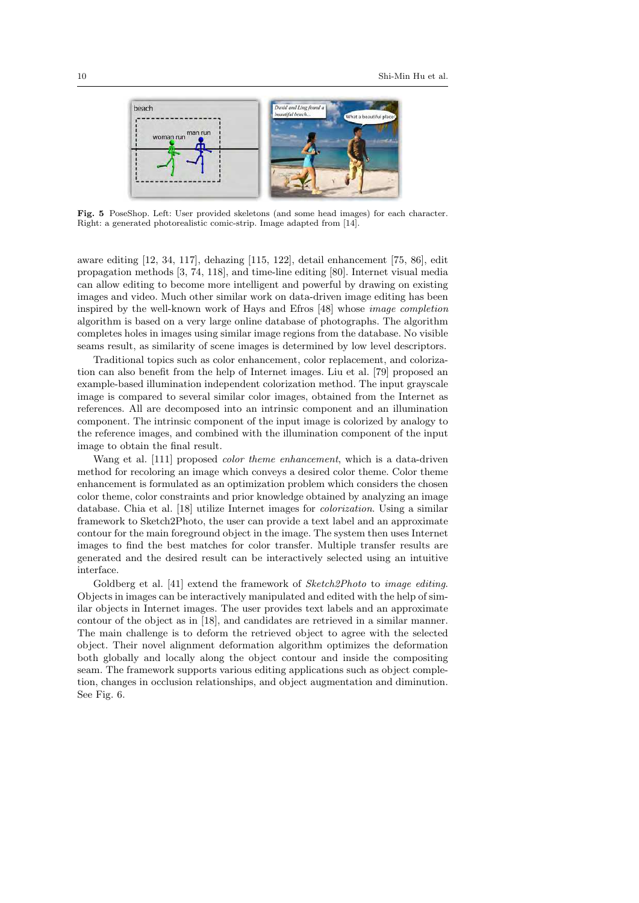Fig. 5 PoseShop. Left: User provided skeletons (and some head images) for each character. Right: a generated photorealistic comic-strip. Image adapted from [14].

aware editing [12, 34, 117], dehazing [115, 122], detail enhancement [75, 86], edit propagation methods [3, 74, 118], and time-line editing [80]. Internet visual media can allow editing to become more intelligent and powerful by drawing on existing images and video. Much other similar work on data-driven image editing has been inspired by the well-known work of Hays and Efros [48] whose *image completion* algorithm is based on a very large online database of photographs. The algorithm completes holes in images using similar image regions from the database. No visible seams result, as similarity of scene images is determined by low level descriptors.

Traditional topics such as color enhancement, color replacement, and colorization can also benefit from the help of Internet images. Liu et al. [79] proposed an example-based illumination independent colorization method. The input grayscale image is compared to several similar color images, obtained from the Internet as references. All are decomposed into an intrinsic component and an illumination component. The intrinsic component of the input image is colorized by analogy to the reference images, and combined with the illumination component of the input image to obtain the final result.

Wang et al. [111] proposed *color theme enhancement*, which is a data-driven method for recoloring an image which conveys a desired color theme. Color theme enhancement is formulated as an optimization problem which considers the chosen color theme, color constraints and prior knowledge obtained by analyzing an image database. Chia et al. [18] utilize Internet images for *colorization*. Using a similar framework to Sketch2Photo, the user can provide a text label and an approximate contour for the main foreground object in the image. The system then uses Internet images to find the best matches for color transfer. Multiple transfer results are generated and the desired result can be interactively selected using an intuitive interface.

Goldberg et al. [41] extend the framework of *Sketch2Photo* to *image editing*. Objects in images can be interactively manipulated and edited with the help of similar objects in Internet images. The user provides text labels and an approximate contour of the object as in [18], and candidates are retrieved in a similar manner. The main challenge is to deform the retrieved object to agree with the selected object. Their novel alignment deformation algorithm optimizes the deformation both globally and locally along the object contour and inside the compositing seam. The framework supports various editing applications such as object completion, changes in occlusion relationships, and object augmentation and diminution. See Fig. 6.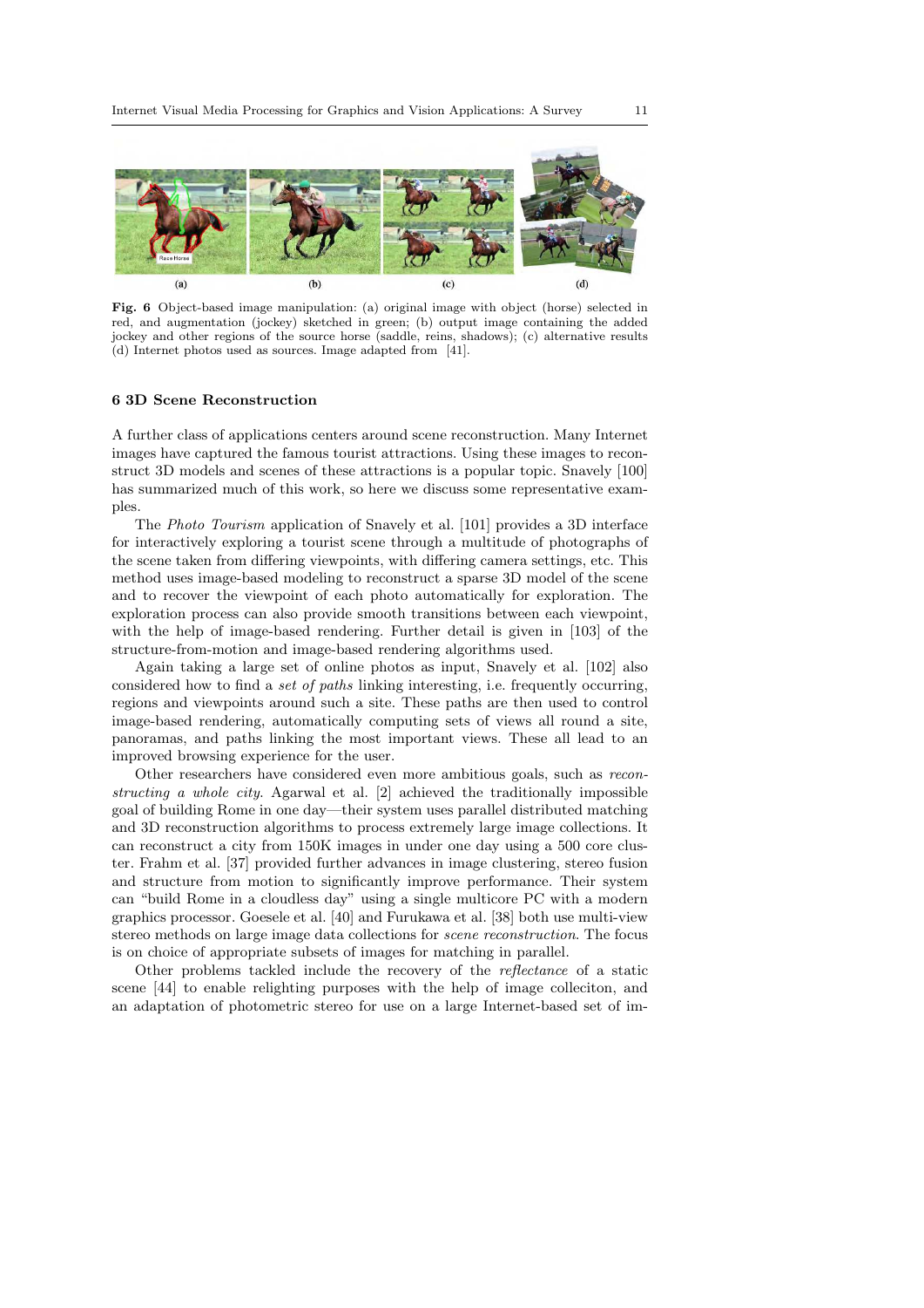**Fig. 6** Object-based image manipulation: (a) original image with object (horse) selected in red, and augmentation (jockey) sketched in green; (b) output image containing the added jockey and other regions of the source horse (saddle, reins, shadows); (c) alternative results (d) Internet photos used as sources. Image adapted from [41].

## 6 3D Scene Reconstruction

A further class of applications centers around scene reconstruction. Many Internet images have captured the famous tourist attractions. Using these images to reconstruct 3D models and scenes of these attractions is a popular topic. Snavely [100] has summarized much of this work, so here we discuss some representative examples.

The *Photo Tourism* application of Snavely et al. [101] provides a 3D interface for interactively exploring a tourist scene through a multitude of photographs of the scene taken from differing viewpoints, with differing camera settings, etc. This method uses image-based modeling to reconstruct a sparse 3D model of the scene and to recover the viewpoint of each photo automatically for exploration. The exploration process can also provide smooth transitions between each viewpoint, with the help of image-based rendering. Further detail is given in [103] of the structure-from-motion and image-based rendering algorithms used.

Again taking a large set of online photos as input, Snavely et al. [102] also considered how to find a *set of paths* linking interesting, i.e. frequently occurring, regions and viewpoints around such a site. These paths are then used to control image-based rendering, automatically computing sets of views all round a site, panoramas, and paths linking the most important views. These all lead to an improved browsing experience for the user.

Other researchers have considered even more ambitious goals, such as *reconstructing a whole city*. Agarwal et al. [2] achieved the traditionally impossible goal of building Rome in one day—their system uses parallel distributed matching and 3D reconstruction algorithms to process extremely large image collections. It can reconstruct a city from 150K images in under one day using a 500 core cluster. Frahm et al. [37] provided further advances in image clustering, stereo fusion and structure from motion to significantly improve performance. Their system can "build Rome in a cloudless day" using a single multicore PC with a modern graphics processor. Goesele et al. [40] and Furukawa et al. [38] both use multi-view stereo methods on large image data collections for *scene reconstruction*. The focus is on choice of appropriate subsets of images for matching in parallel.

Other problems tackled include the recovery of the *reflectance* of a static scene [44] to enable relighting purposes with the help of image colleciton, and an adaptation of photometric stereo for use on a large Internet-based set of im-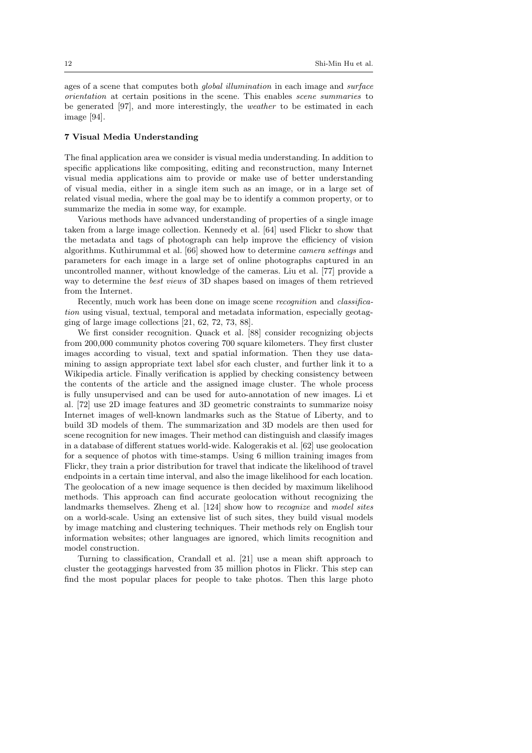ages of a scene that computes both *global illumination* in each image and *surface orientation* at certain positions in the scene. This enables *scene summaries* to be generated [97], and more interestingly, the *weather* to be estimated in each image [94].

## 7 Visual Media Understanding

The final application area we consider is visual media understanding. In addition to specific applications like compositing, editing and reconstruction, many Internet visual media applications aim to provide or make use of better understanding of visual media, either in a single item such as an image, or in a large set of related visual media, where the goal may be to identify a common property, or to summarize the media in some way, for example.

Various methods have advanced understanding of properties of a single image taken from a large image collection. Kennedy et al. [64] used Flickr to show that the metadata and tags of photograph can help improve the efficiency of vision algorithms. Kuthirummal et al. [66] showed how to determine *camera settings* and parameters for each image in a large set of online photographs captured in an uncontrolled manner, without knowledge of the cameras. Liu et al. [77] provide a way to determine the *best views* of 3D shapes based on images of them retrieved from the Internet.

Recently, much work has been done on image scene *recognition* and *classification* using visual, textual, temporal and metadata information, especially geotagging of large image collections [21, 62, 72, 73, 88].

We first consider recognition. Quack et al. [88] consider recognizing objects from 200,000 community photos covering 700 square kilometers. They first cluster images according to visual, text and spatial information. Then they use datamining to assign appropriate text label sfor each cluster, and further link it to a Wikipedia article. Finally verification is applied by checking consistency between the contents of the article and the assigned image cluster. The whole process is fully unsupervised and can be used for auto-annotation of new images. Li et al. [72] use 2D image features and 3D geometric constraints to summarize noisy Internet images of well-known landmarks such as the Statue of Liberty, and to build 3D models of them. The summarization and 3D models are then used for scene recognition for new images. Their method can distinguish and classify images in a database of different statues world-wide. Kalogerakis et al. [62] use geolocation for a sequence of photos with time-stamps. Using 6 million training images from Flickr, they train a prior distribution for travel that indicate the likelihood of travel endpoints in a certain time interval, and also the image likelihood for each location. The geolocation of a new image sequence is then decided by maximum likelihood methods. This approach can find accurate geolocation without recognizing the landmarks themselves. Zheng et al. [124] show how to *recognize* and *model sites* on a world-scale. Using an extensive list of such sites, they build visual models by image matching and clustering techniques. Their methods rely on English tour information websites; other languages are ignored, which limits recognition and model construction.

Turning to classification, Crandall et al. [21] use a mean shift approach to cluster the geotaggings harvested from 35 million photos in Flickr. This step can find the most popular places for people to take photos. Then this large photo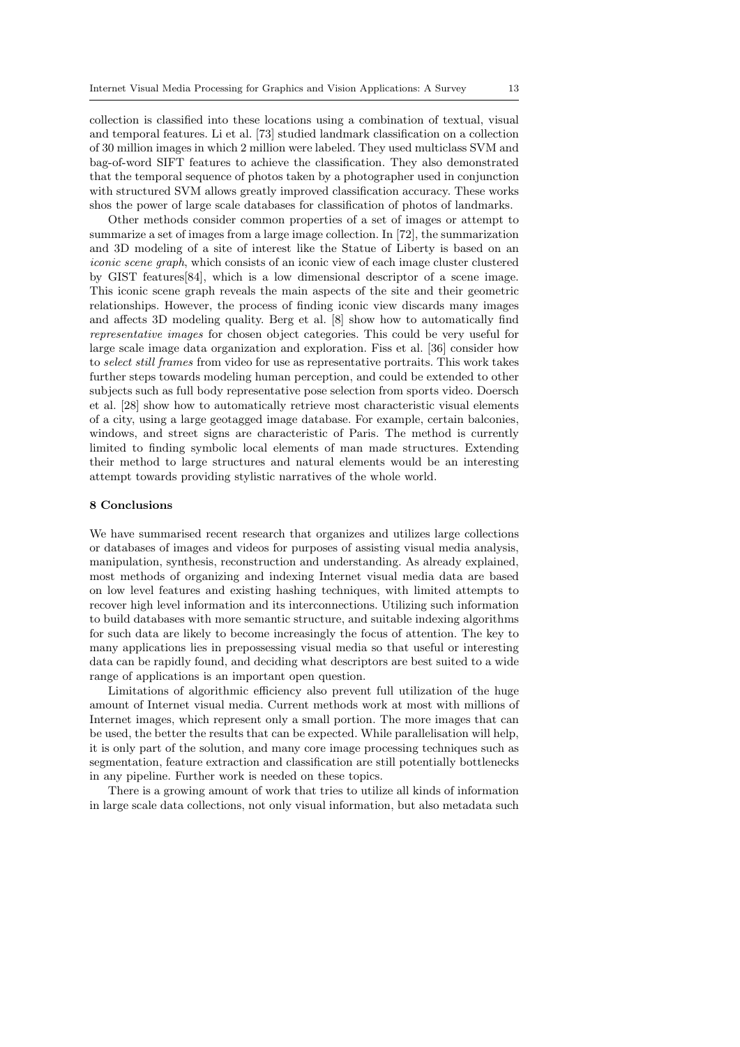collection is classified into these locations using a combination of textual, visual and temporal features. Li et al. [73] studied landmark classification on a collection of 30 million images in which 2 million were labeled. They used multiclass SVM and bag-of-word SIFT features to achieve the classification. They also demonstrated that the temporal sequence of photos taken by a photographer used in conjunction with structured SVM allows greatly improved classification accuracy. These works shos the power of large scale databases for classification of photos of landmarks.

Other methods consider common properties of a set of images or attempt to summarize a set of images from a large image collection. In [72], the summarization and 3D modeling of a site of interest like the Statue of Liberty is based on an *iconic scene graph*, which consists of an iconic view of each image cluster clustered by GIST features[84], which is a low dimensional descriptor of a scene image. This iconic scene graph reveals the main aspects of the site and their geometric relationships. However, the process of finding iconic view discards many images and affects 3D modeling quality. Berg et al. [8] show how to automatically find *representative images* for chosen object categories. This could be very useful for large scale image data organization and exploration. Fiss et al. [36] consider how to *select still frames* from video for use as representative portraits. This work takes further steps towards modeling human perception, and could be extended to other subjects such as full body representative pose selection from sports video. Doersch et al. [28] show how to automatically retrieve most characteristic visual elements of a city, using a large geotagged image database. For example, certain balconies, windows, and street signs are characteristic of Paris. The method is currently limited to finding symbolic local elements of man made structures. Extending their method to large structures and natural elements would be an interesting attempt towards providing stylistic narratives of the whole world.

## 8 Conclusions

We have summarised recent research that organizes and utilizes large collections or databases of images and videos for purposes of assisting visual media analysis, manipulation, synthesis, reconstruction and understanding. As already explained, most methods of organizing and indexing Internet visual media data are based on low level features and existing hashing techniques, with limited attempts to recover high level information and its interconnections. Utilizing such information to build databases with more semantic structure, and suitable indexing algorithms for such data are likely to become increasingly the focus of attention. The key to many applications lies in prepossessing visual media so that useful or interesting data can be rapidly found, and deciding what descriptors are best suited to a wide range of applications is an important open question.

Limitations of algorithmic efficiency also prevent full utilization of the huge amount of Internet visual media. Current methods work at most with millions of Internet images, which represent only a small portion. The more images that can be used, the better the results that can be expected. While parallelisation will help, it is only part of the solution, and many core image processing techniques such as segmentation, feature extraction and classification are still potentially bottlenecks in any pipeline. Further work is needed on these topics.

There is a growing amount of work that tries to utilize all kinds of information in large scale data collections, not only visual information, but also metadata such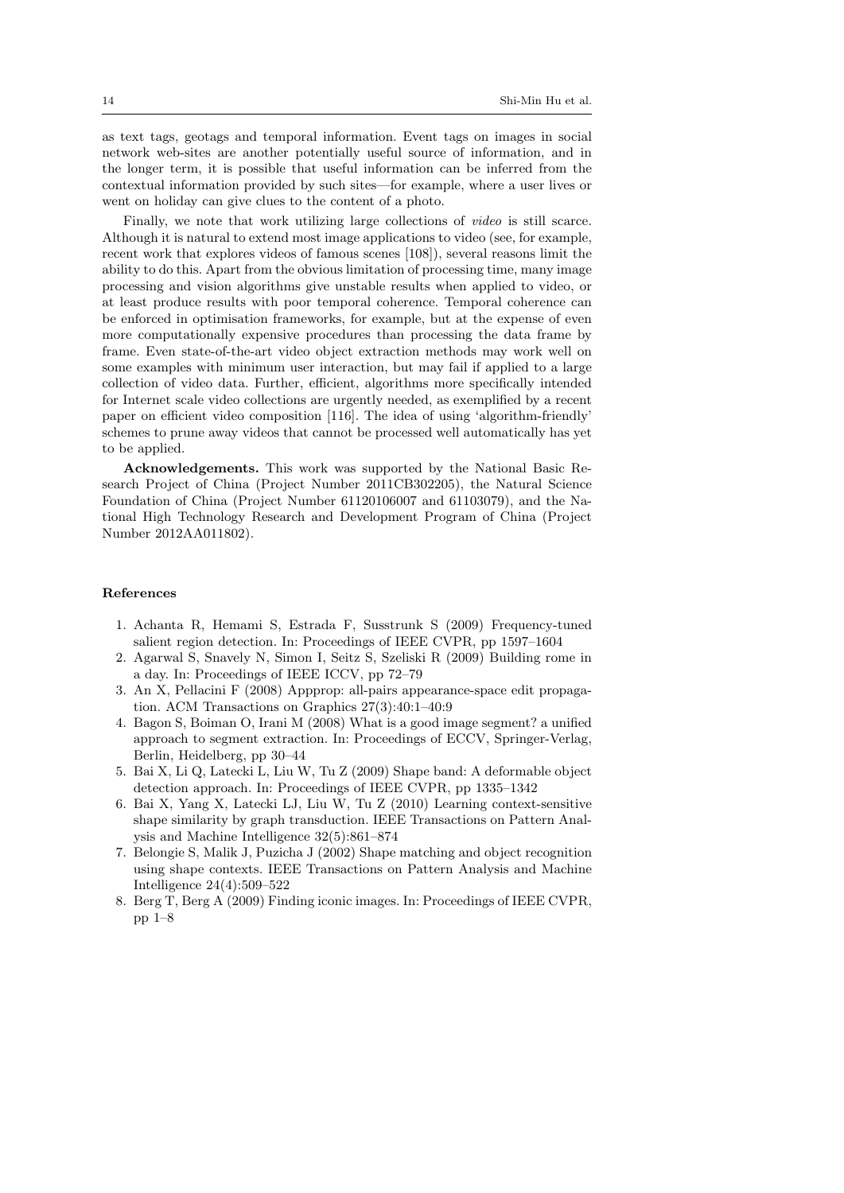as text tags, geotags and temporal information. Event tags on images in social network web-sites are another potentially useful source of information, and in the longer term, it is possible that useful information can be inferred from the contextual information provided by such sites—for example, where a user lives or went on holiday can give clues to the content of a photo.

Finally, we note that work utilizing large collections of *video* is still scarce. Although it is natural to extend most image applications to video (see, for example, recent work that explores videos of famous scenes [108]), several reasons limit the ability to do this. Apart from the obvious limitation of processing time, many image processing and vision algorithms give unstable results when applied to video, or at least produce results with poor temporal coherence. Temporal coherence can be enforced in optimisation frameworks, for example, but at the expense of even more computationally expensive procedures than processing the data frame by frame. Even state-of-the-art video object extraction methods may work well on some examples with minimum user interaction, but may fail if applied to a large collection of video data. Further, efficient, algorithms more specifically intended for Internet scale video collections are urgently needed, as exemplified by a recent paper on efficient video composition [116]. The idea of using 'algorithm-friendly' schemes to prune away videos that cannot be processed well automatically has yet to be applied.

**Acknowledgements.** This work was supported by the National Basic Research Project of China (Project Number 2011CB302205), the Natural Science Foundation of China (Project Number 61120106007 and 61103079), and the National High Technology Research and Development Program of China (Project Number 2012AA011802).

#### References

1. Achanta R, Hemami S, Estrada F, Susstrunk S (2009) Frequency-tuned salient region detection. In: Proceedings of IEEE CVPR, pp 1597–1604
2. Agarwal S, Snavely N, Simon I, Seitz S, Szeliski R (2009) Building rome in a day. In: Proceedings of IEEE ICCV, pp 72–79
3. An X, Pellacini F (2008) Appprop: all-pairs appearance-space edit propagation. ACM Transactions on Graphics 27(3):40:1–40:9
4. Bagon S, Boiman O, Irani M (2008) What is a good image segment? a unified approach to segment extraction. In: Proceedings of ECCV, Springer-Verlag, Berlin, Heidelberg, pp 30–44
5. Bai X, Li Q, Latecki L, Liu W, Tu Z (2009) Shape band: A deformable object detection approach. In: Proceedings of IEEE CVPR, pp 1335–1342
6. Bai X, Yang X, Latecki LJ, Liu W, Tu Z (2010) Learning context-sensitive shape similarity by graph transduction. IEEE Transactions on Pattern Analysis and Machine Intelligence 32(5):861–874
7. Belongie S, Malik J, Puzicha J (2002) Shape matching and object recognition using shape contexts. IEEE Transactions on Pattern Analysis and Machine Intelligence 24(4):509–522
8. Berg T, Berg A (2009) Finding iconic images. In: Proceedings of IEEE CVPR, pp 1–8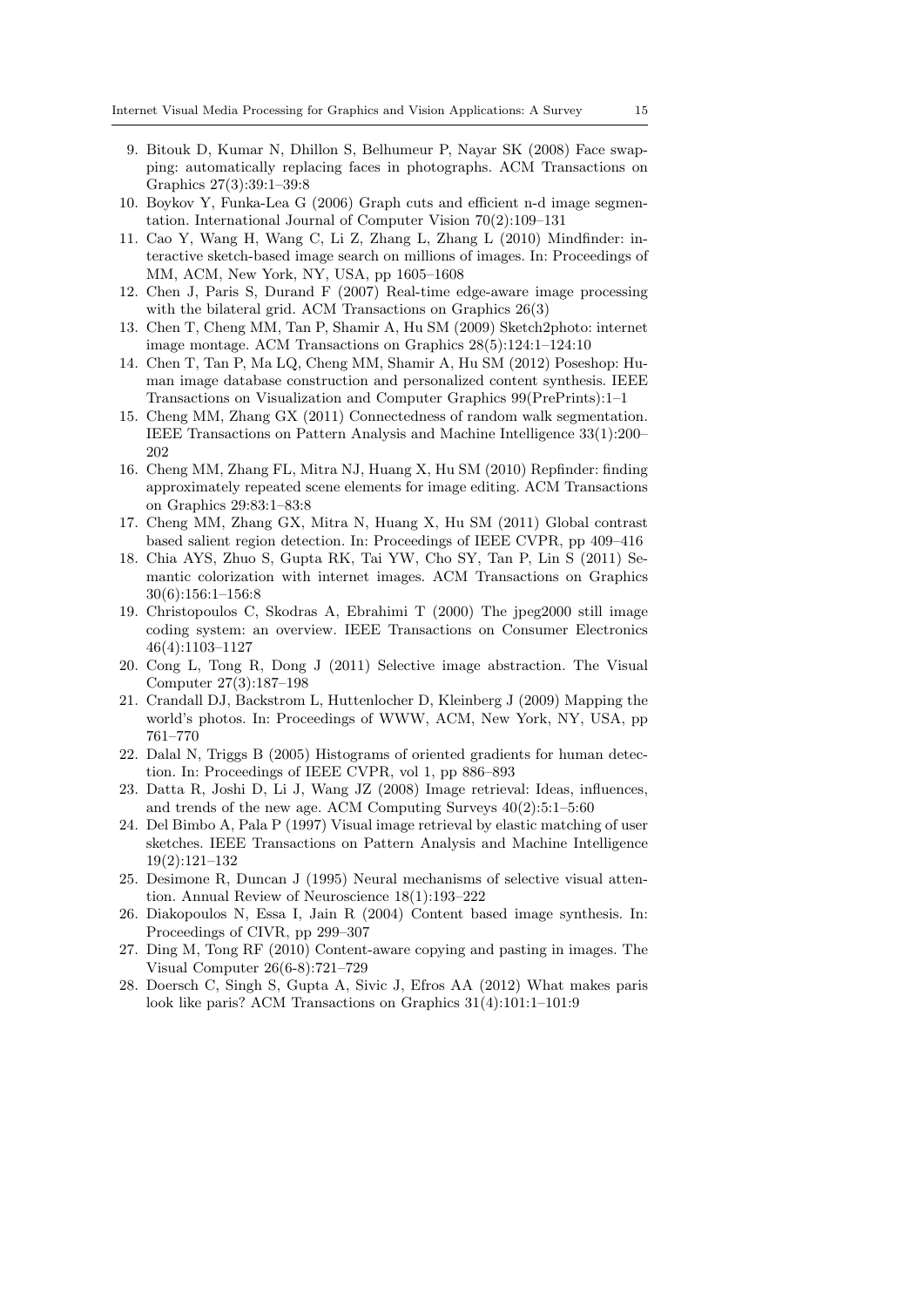9. Bitouk D, Kumar N, Dhillon S, Belhumeur P, Nayar SK (2008) Face swapping: automatically replacing faces in photographs. ACM Transactions on Graphics 27(3):39:1–39:8
10. Boykov Y, Funka-Lea G (2006) Graph cuts and efficient n-d image segmentation. International Journal of Computer Vision 70(2):109–131
11. Cao Y, Wang H, Wang C, Li Z, Zhang L, Zhang L (2010) Mindfinder: interactive sketch-based image search on millions of images. In: Proceedings of MM, ACM, New York, NY, USA, pp 1605–1608
12. Chen J, Paris S, Durand F (2007) Real-time edge-aware image processing with the bilateral grid. ACM Transactions on Graphics 26(3)
13. Chen T, Cheng MM, Tan P, Shamir A, Hu SM (2009) Sketch2photo: internet image montage. ACM Transactions on Graphics 28(5):124:1–124:10
14. Chen T, Tan P, Ma LQ, Cheng MM, Shamir A, Hu SM (2012) Poseshop: Human image database construction and personalized content synthesis. IEEE Transactions on Visualization and Computer Graphics 99(PrePrints):1–1
15. Cheng MM, Zhang GX (2011) Connectedness of random walk segmentation. IEEE Transactions on Pattern Analysis and Machine Intelligence 33(1):200–202
16. Cheng MM, Zhang FL, Mitra NJ, Huang X, Hu SM (2010) Repfinder: finding approximately repeated scene elements for image editing. ACM Transactions on Graphics 29:83:1–83:8
17. Cheng MM, Zhang GX, Mitra N, Huang X, Hu SM (2011) Global contrast based salient region detection. In: Proceedings of IEEE CVPR, pp 409–416
18. Chia AYS, Zhuo S, Gupta RK, Tai YW, Cho SY, Tan P, Lin S (2011) Semantic colorization with internet images. ACM Transactions on Graphics 30(6):156:1–156:8
19. Christopoulos C, Skodras A, Ebrahimi T (2000) The jpeg2000 still image coding system: an overview. IEEE Transactions on Consumer Electronics 46(4):1103–1127
20. Cong L, Tong R, Dong J (2011) Selective image abstraction. The Visual Computer 27(3):187–198
21. Crandall DJ, Backstrom L, Huttenlocher D, Kleinberg J (2009) Mapping the world's photos. In: Proceedings of WWW, ACM, New York, NY, USA, pp 761–770
22. Dalal N, Triggs B (2005) Histograms of oriented gradients for human detection. In: Proceedings of IEEE CVPR, vol 1, pp 886–893
23. Datta R, Joshi D, Li J, Wang JZ (2008) Image retrieval: Ideas, influences, and trends of the new age. ACM Computing Surveys 40(2):5:1–5:60
24. Del Bimbo A, Pala P (1997) Visual image retrieval by elastic matching of user sketches. IEEE Transactions on Pattern Analysis and Machine Intelligence 19(2):121–132
25. Desimone R, Duncan J (1995) Neural mechanisms of selective visual attention. Annual Review of Neuroscience 18(1):193–222
26. Diakopoulos N, Essa I, Jain R (2004) Content based image synthesis. In: Proceedings of CIVR, pp 299–307
27. Ding M, Tong RF (2010) Content-aware copying and pasting in images. The Visual Computer 26(6-8):721–729
28. Doersch C, Singh S, Gupta A, Sivic J, Efros AA (2012) What makes paris look like paris? ACM Transactions on Graphics 31(4):101:1–101:9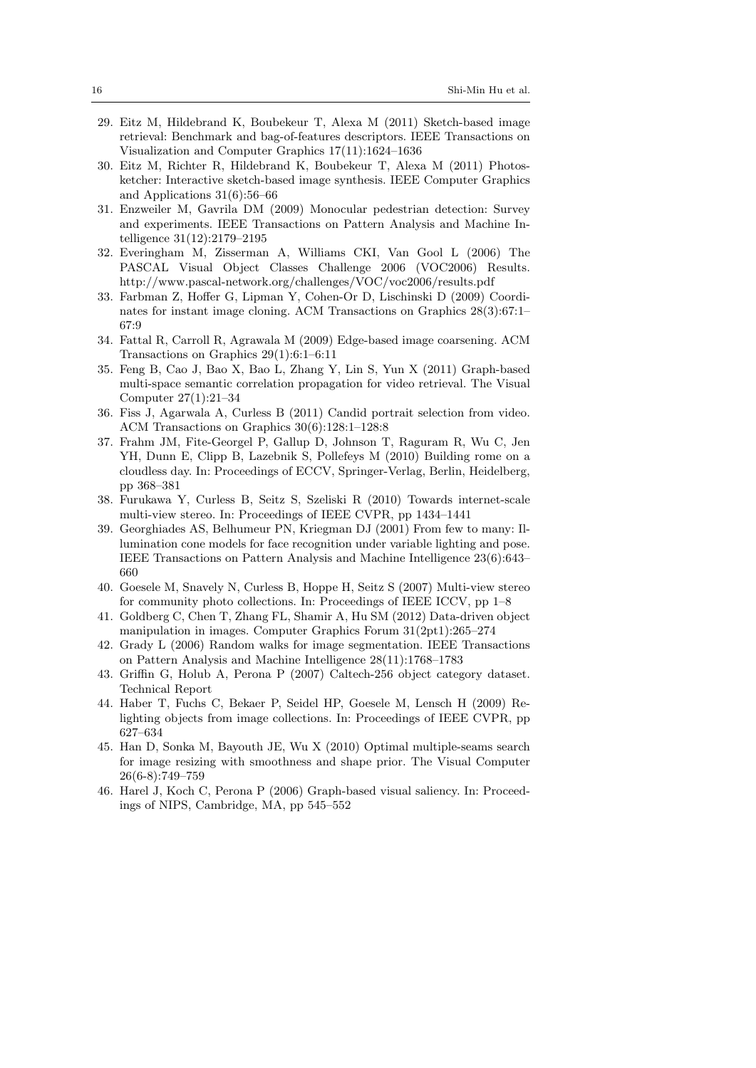29. Eitz M, Hildebrand K, Boubekeur T, Alexa M (2011) Sketch-based image retrieval: Benchmark and bag-of-features descriptors. IEEE Transactions on Visualization and Computer Graphics 17(11):1624–1636
30. Eitz M, Richter R, Hildebrand K, Boubekeur T, Alexa M (2011) Photosketcher: Interactive sketch-based image synthesis. IEEE Computer Graphics and Applications 31(6):56–66
31. Enzweiler M, Gavrila DM (2009) Monocular pedestrian detection: Survey and experiments. IEEE Transactions on Pattern Analysis and Machine Intelligence 31(12):2179–2195
32. Everingham M, Zisserman A, Williams CKI, Van Gool L (2006) The PASCAL Visual Object Classes Challenge 2006 (VOC2006) Results. http://www.pascal-network.org/challenges/VOC/voc2006/results.pdf
33. Farbman Z, Hoffer G, Lipman Y, Cohen-Or D, Lischinski D (2009) Coordinates for instant image cloning. ACM Transactions on Graphics 28(3):67:1–67:9
34. Fattal R, Carroll R, Agrawala M (2009) Edge-based image coarsening. ACM Transactions on Graphics 29(1):6:1–6:11
35. Feng B, Cao J, Bao X, Bao L, Zhang Y, Lin S, Yun X (2011) Graph-based multi-space semantic correlation propagation for video retrieval. The Visual Computer 27(1):21–34
36. Fiss J, Agarwala A, Curless B (2011) Candid portrait selection from video. ACM Transactions on Graphics 30(6):128:1–128:8
37. Frahm JM, Fite-Georgel P, Gallup D, Johnson T, Raguram R, Wu C, Jen YH, Dunn E, Clipp B, Lazebnik S, Pollefeys M (2010) Building rome on a cloudless day. In: Proceedings of ECCV, Springer-Verlag, Berlin, Heidelberg, pp 368–381
38. Furukawa Y, Curless B, Seitz S, Szeliski R (2010) Towards internet-scale multi-view stereo. In: Proceedings of IEEE CVPR, pp 1434–1441
39. Georghiades AS, Belhumeur PN, Kriegman DJ (2001) From few to many: Illumination cone models for face recognition under variable lighting and pose. IEEE Transactions on Pattern Analysis and Machine Intelligence 23(6):643–660
40. Goesele M, Snavely N, Curless B, Hoppe H, Seitz S (2007) Multi-view stereo for community photo collections. In: Proceedings of IEEE ICCV, pp 1–8
41. Goldberg C, Chen T, Zhang FL, Shamir A, Hu SM (2012) Data-driven object manipulation in images. Computer Graphics Forum 31(2pt1):265–274
42. Grady L (2006) Random walks for image segmentation. IEEE Transactions on Pattern Analysis and Machine Intelligence 28(11):1768–1783
43. Griffin G, Holub A, Perona P (2007) Caltech-256 object category dataset. Technical Report
44. Haber T, Fuchs C, Bekaer P, Seidel HP, Goesele M, Lensch H (2009) Relighting objects from image collections. In: Proceedings of IEEE CVPR, pp 627–634
45. Han D, Sonka M, Bayouth JE, Wu X (2010) Optimal multiple-seams search for image resizing with smoothness and shape prior. The Visual Computer 26(6-8):749–759
46. Harel J, Koch C, Perona P (2006) Graph-based visual saliency. In: Proceedings of NIPS, Cambridge, MA, pp 545–552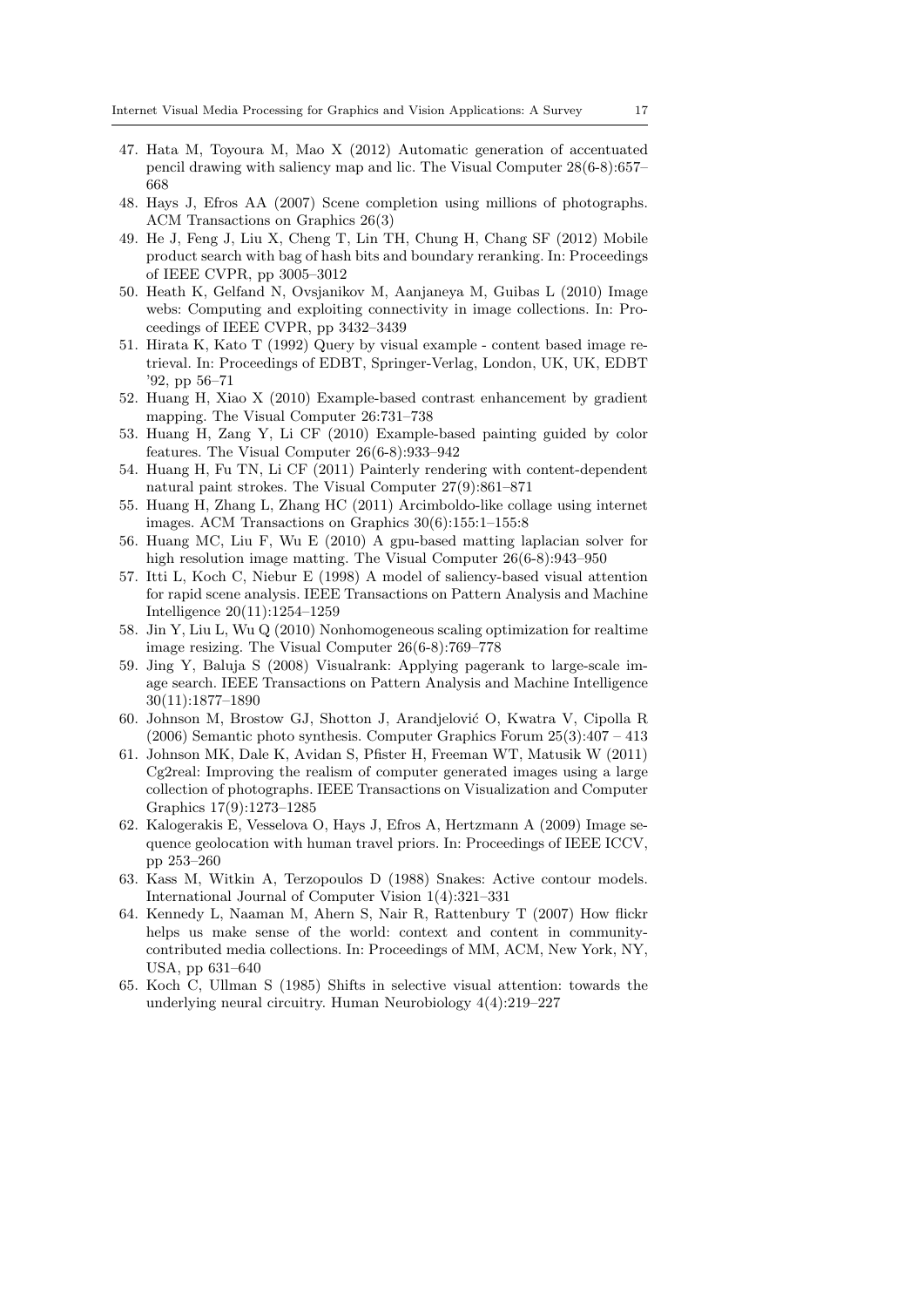47. Hata M, Toyoura M, Mao X (2012) Automatic generation of accentuated pencil drawing with saliency map and lic. The Visual Computer 28(6-8):657–668
48. Hays J, Efros AA (2007) Scene completion using millions of photographs. ACM Transactions on Graphics 26(3)
49. He J, Feng J, Liu X, Cheng T, Lin TH, Chung H, Chang SF (2012) Mobile product search with bag of hash bits and boundary reranking. In: Proceedings of IEEE CVPR, pp 3005–3012
50. Heath K, Gelfand N, Ovsjanikov M, Aanjaneya M, Guibas L (2010) Image webs: Computing and exploiting connectivity in image collections. In: Proceedings of IEEE CVPR, pp 3432–3439
51. Hirata K, Kato T (1992) Query by visual example - content based image retrieval. In: Proceedings of EDBT, Springer-Verlag, London, UK, UK, EDBT '92, pp 56–71
52. Huang H, Xiao X (2010) Example-based contrast enhancement by gradient mapping. The Visual Computer 26:731–738
53. Huang H, Zang Y, Li CF (2010) Example-based painting guided by color features. The Visual Computer 26(6-8):933–942
54. Huang H, Fu TN, Li CF (2011) Painterly rendering with content-dependent natural paint strokes. The Visual Computer 27(9):861–871
55. Huang H, Zhang L, Zhang HC (2011) Arcimboldo-like collage using internet images. ACM Transactions on Graphics 30(6):155:1–155:8
56. Huang MC, Liu F, Wu E (2010) A gpu-based matting laplacian solver for high resolution image matting. The Visual Computer 26(6-8):943–950
57. Itti L, Koch C, Niebur E (1998) A model of saliency-based visual attention for rapid scene analysis. IEEE Transactions on Pattern Analysis and Machine Intelligence 20(11):1254–1259
58. Jin Y, Liu L, Wu Q (2010) Nonhomogeneous scaling optimization for realtime image resizing. The Visual Computer 26(6-8):769–778
59. Jing Y, Baluja S (2008) Visualrank: Applying pagerank to large-scale image search. IEEE Transactions on Pattern Analysis and Machine Intelligence 30(11):1877–1890
60. Johnson M, Brostow GJ, Shotton J, Arandjelović O, Kwatra V, Cipolla R (2006) Semantic photo synthesis. Computer Graphics Forum 25(3):407 – 413
61. Johnson MK, Dale K, Avidan S, Pfister H, Freeman WT, Matusik W (2011) Cg2real: Improving the realism of computer generated images using a large collection of photographs. IEEE Transactions on Visualization and Computer Graphics 17(9):1273–1285
62. Kalogerakis E, Vesselova O, Hays J, Efros A, Hertzmann A (2009) Image sequence geolocation with human travel priors. In: Proceedings of IEEE ICCV, pp 253–260
63. Kass M, Witkin A, Terzopoulos D (1988) Snakes: Active contour models. International Journal of Computer Vision 1(4):321–331
64. Kennedy L, Naaman M, Ahern S, Nair R, Rattenbury T (2007) How flickr helps us make sense of the world: context and content in community-contributed media collections. In: Proceedings of MM, ACM, New York, NY, USA, pp 631–640
65. Koch C, Ullman S (1985) Shifts in selective visual attention: towards the underlying neural circuitry. Human Neurobiology 4(4):219–227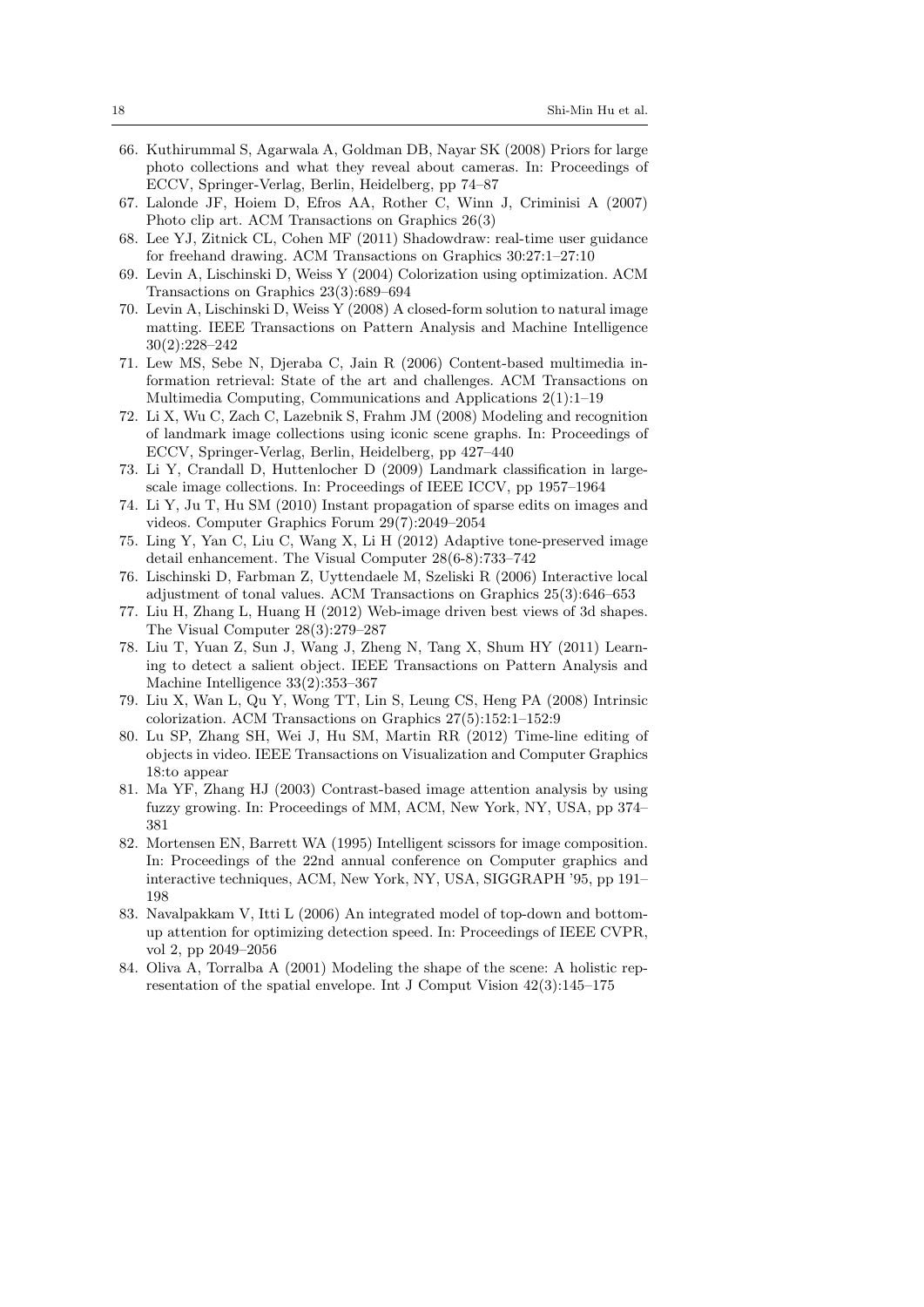66. Kuthirummal S, Agarwala A, Goldman DB, Nayar SK (2008) Priors for large photo collections and what they reveal about cameras. In: Proceedings of ECCV, Springer-Verlag, Berlin, Heidelberg, pp 74–87
67. Lalonde JF, Hoiem D, Efros AA, Rother C, Winn J, Criminisi A (2007) Photo clip art. ACM Transactions on Graphics 26(3)
68. Lee YJ, Zitnick CL, Cohen MF (2011) Shadowdraw: real-time user guidance for freehand drawing. ACM Transactions on Graphics 30:27:1–27:10
69. Levin A, Lischinski D, Weiss Y (2004) Colorization using optimization. ACM Transactions on Graphics 23(3):689–694
70. Levin A, Lischinski D, Weiss Y (2008) A closed-form solution to natural image matting. IEEE Transactions on Pattern Analysis and Machine Intelligence 30(2):228–242
71. Lew MS, Sebe N, Djeraba C, Jain R (2006) Content-based multimedia information retrieval: State of the art and challenges. ACM Transactions on Multimedia Computing, Communications and Applications 2(1):1–19
72. Li X, Wu C, Zach C, Lazebnik S, Frahm JM (2008) Modeling and recognition of landmark image collections using iconic scene graphs. In: Proceedings of ECCV, Springer-Verlag, Berlin, Heidelberg, pp 427–440
73. Li Y, Crandall D, Huttenlocher D (2009) Landmark classification in large-scale image collections. In: Proceedings of IEEE ICCV, pp 1957–1964
74. Li Y, Ju T, Hu SM (2010) Instant propagation of sparse edits on images and videos. Computer Graphics Forum 29(7):2049–2054
75. Ling Y, Yan C, Liu C, Wang X, Li H (2012) Adaptive tone-preserved image detail enhancement. The Visual Computer 28(6-8):733–742
76. Lischinski D, Farbman Z, Uyttendaele M, Szeliski R (2006) Interactive local adjustment of tonal values. ACM Transactions on Graphics 25(3):646–653
77. Liu H, Zhang L, Huang H (2012) Web-image driven best views of 3d shapes. The Visual Computer 28(3):279–287
78. Liu T, Yuan Z, Sun J, Wang J, Zheng N, Tang X, Shum HY (2011) Learning to detect a salient object. IEEE Transactions on Pattern Analysis and Machine Intelligence 33(2):353–367
79. Liu X, Wan L, Qu Y, Wong TT, Lin S, Leung CS, Heng PA (2008) Intrinsic colorization. ACM Transactions on Graphics 27(5):152:1–152:9
80. Lu SP, Zhang SH, Wei J, Hu SM, Martin RR (2012) Time-line editing of objects in video. IEEE Transactions on Visualization and Computer Graphics 18:to appear
81. Ma YF, Zhang HJ (2003) Contrast-based image attention analysis by using fuzzy growing. In: Proceedings of MM, ACM, New York, NY, USA, pp 374–381
82. Mortensen EN, Barrett WA (1995) Intelligent scissors for image composition. In: Proceedings of the 22nd annual conference on Computer graphics and interactive techniques, ACM, New York, NY, USA, SIGGRAPH '95, pp 191–198
83. Navalpakkam V, Itti L (2006) An integrated model of top-down and bottom-up attention for optimizing detection speed. In: Proceedings of IEEE CVPR, vol 2, pp 2049–2056
84. Oliva A, Torralba A (2001) Modeling the shape of the scene: A holistic representation of the spatial envelope. Int J Comput Vision 42(3):145–175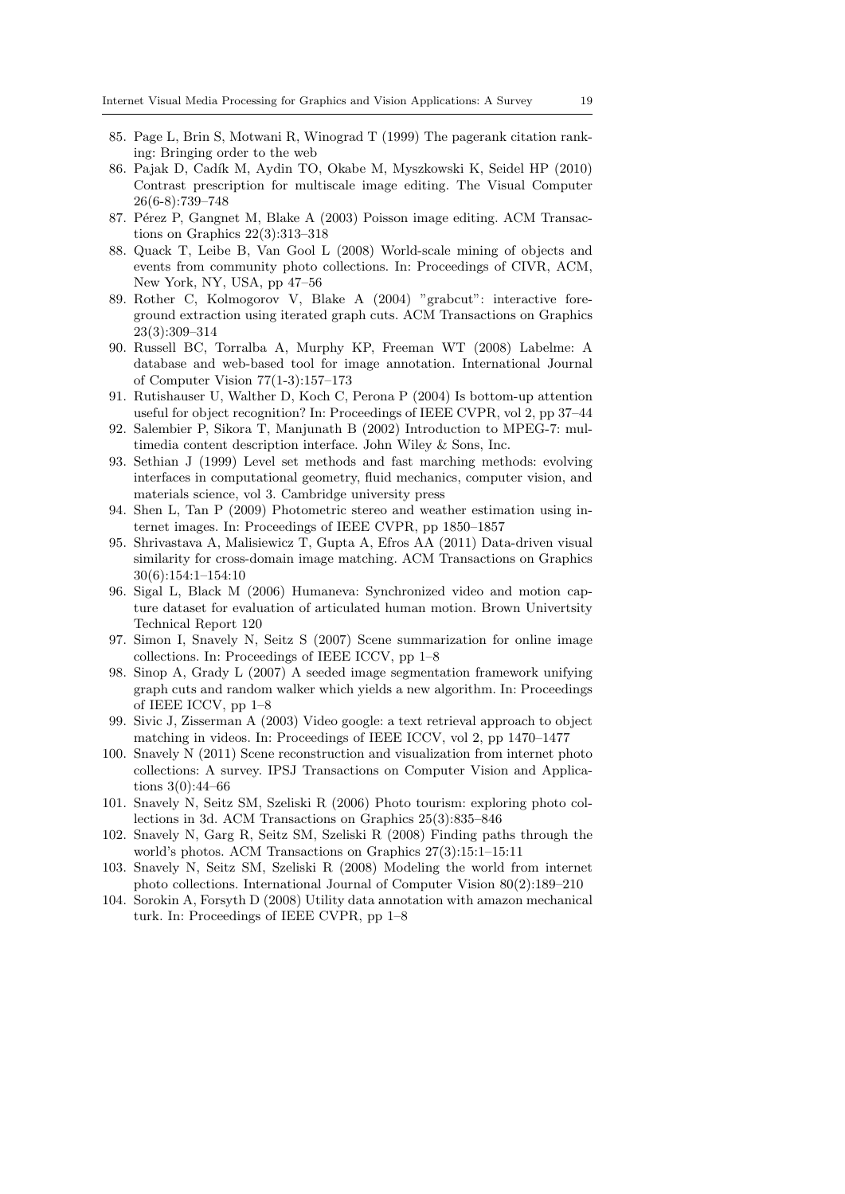85. Page L, Brin S, Motwani R, Winograd T (1999) The pagerank citation ranking: Bringing order to the web
86. Pajak D, Cadík M, Aydin TO, Okabe M, Myszkowski K, Seidel HP (2010) Contrast prescription for multiscale image editing. The Visual Computer 26(6-8):739–748
87. Pérez P, Gangnet M, Blake A (2003) Poisson image editing. ACM Transactions on Graphics 22(3):313–318
88. Quack T, Leibe B, Van Gool L (2008) World-scale mining of objects and events from community photo collections. In: Proceedings of CIVR, ACM, New York, NY, USA, pp 47–56
89. Rother C, Kolmogorov V, Blake A (2004) "grabcut": interactive foreground extraction using iterated graph cuts. ACM Transactions on Graphics 23(3):309–314
90. Russell BC, Torralba A, Murphy KP, Freeman WT (2008) Labelme: A database and web-based tool for image annotation. International Journal of Computer Vision 77(1-3):157–173
91. Rutishauser U, Walther D, Koch C, Perona P (2004) Is bottom-up attention useful for object recognition? In: Proceedings of IEEE CVPR, vol 2, pp 37–44
92. Salembier P, Sikora T, Manjunath B (2002) Introduction to MPEG-7: multimedia content description interface. John Wiley & Sons, Inc.
93. Sethian J (1999) Level set methods and fast marching methods: evolving interfaces in computational geometry, fluid mechanics, computer vision, and materials science, vol 3. Cambridge university press
94. Shen L, Tan P (2009) Photometric stereo and weather estimation using internet images. In: Proceedings of IEEE CVPR, pp 1850–1857
95. Shrivastava A, Malisiewicz T, Gupta A, Efros AA (2011) Data-driven visual similarity for cross-domain image matching. ACM Transactions on Graphics 30(6):154:1–154:10
96. Sigal L, Black M (2006) Humaneva: Synchronized video and motion capture dataset for evaluation of articulated human motion. Brown Univertsity Technical Report 120
97. Simon I, Snavely N, Seitz S (2007) Scene summarization for online image collections. In: Proceedings of IEEE ICCV, pp 1–8
98. Sinop A, Grady L (2007) A seeded image segmentation framework unifying graph cuts and random walker which yields a new algorithm. In: Proceedings of IEEE ICCV, pp 1–8
99. Sivic J, Zisserman A (2003) Video google: a text retrieval approach to object matching in videos. In: Proceedings of IEEE ICCV, vol 2, pp 1470–1477
100. Snavely N (2011) Scene reconstruction and visualization from internet photo collections: A survey. IPSJ Transactions on Computer Vision and Applications 3(0):44–66
101. Snavely N, Seitz SM, Szeliski R (2006) Photo tourism: exploring photo collections in 3d. ACM Transactions on Graphics 25(3):835–846
102. Snavely N, Garg R, Seitz SM, Szeliski R (2008) Finding paths through the world's photos. ACM Transactions on Graphics 27(3):15:1–15:11
103. Snavely N, Seitz SM, Szeliski R (2008) Modeling the world from internet photo collections. International Journal of Computer Vision 80(2):189–210
104. Sorokin A, Forsyth D (2008) Utility data annotation with amazon mechanical turk. In: Proceedings of IEEE CVPR, pp 1–8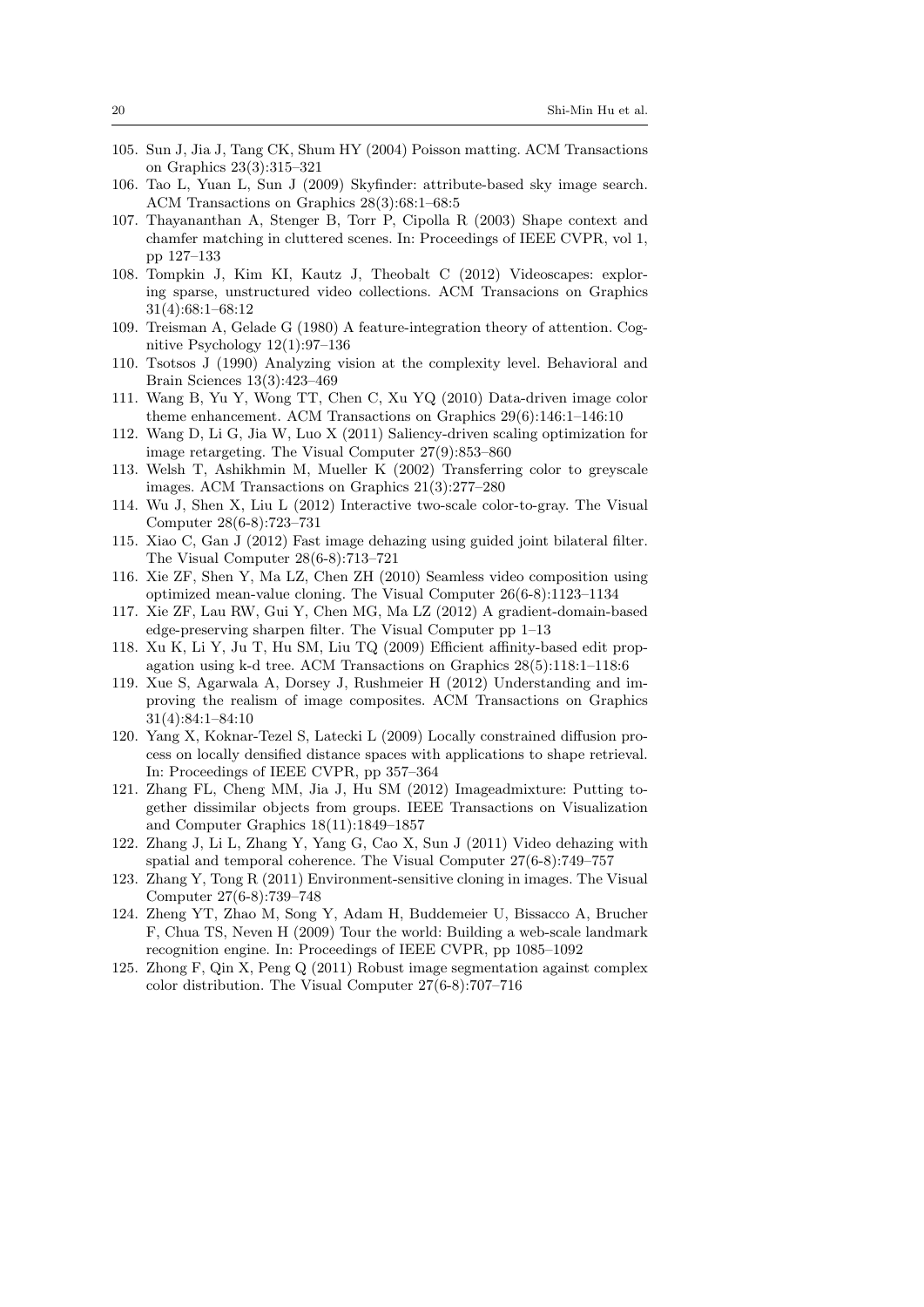105. Sun J, Jia J, Tang CK, Shum HY (2004) Poisson matting. ACM Transactions on Graphics 23(3):315–321
106. Tao L, Yuan L, Sun J (2009) Skyfinder: attribute-based sky image search. ACM Transactions on Graphics 28(3):68:1–68:5
107. Thayananthan A, Stenger B, Torr P, Cipolla R (2003) Shape context and chamfer matching in cluttered scenes. In: Proceedings of IEEE CVPR, vol 1, pp 127–133
108. Tompkin J, Kim KI, Kautz J, Theobalt C (2012) Videoscapes: exploring sparse, unstructured video collections. ACM Transacions on Graphics 31(4):68:1–68:12
109. Treisman A, Gelade G (1980) A feature-integration theory of attention. Cognitive Psychology 12(1):97–136
110. Tsotsos J (1990) Analyzing vision at the complexity level. Behavioral and Brain Sciences 13(3):423–469
111. Wang B, Yu Y, Wong TT, Chen C, Xu YQ (2010) Data-driven image color theme enhancement. ACM Transactions on Graphics 29(6):146:1–146:10
112. Wang D, Li G, Jia W, Luo X (2011) Saliency-driven scaling optimization for image retargeting. The Visual Computer 27(9):853–860
113. Welsh T, Ashikhmin M, Mueller K (2002) Transferring color to greyscale images. ACM Transactions on Graphics 21(3):277–280
114. Wu J, Shen X, Liu L (2012) Interactive two-scale color-to-gray. The Visual Computer 28(6-8):723–731
115. Xiao C, Gan J (2012) Fast image dehazing using guided joint bilateral filter. The Visual Computer 28(6-8):713–721
116. Xie ZF, Shen Y, Ma LZ, Chen ZH (2010) Seamless video composition using optimized mean-value cloning. The Visual Computer 26(6-8):1123–1134
117. Xie ZF, Lau RW, Gui Y, Chen MG, Ma LZ (2012) A gradient-domain-based edge-preserving sharpen filter. The Visual Computer pp 1–13
118. Xu K, Li Y, Ju T, Hu SM, Liu TQ (2009) Efficient affinity-based edit propagation using k-d tree. ACM Transactions on Graphics 28(5):118:1–118:6
119. Xue S, Agarwala A, Dorsey J, Rushmeier H (2012) Understanding and improving the realism of image composites. ACM Transactions on Graphics 31(4):84:1–84:10
120. Yang X, Koknar-Tezel S, Latecki L (2009) Locally constrained diffusion process on locally densified distance spaces with applications to shape retrieval. In: Proceedings of IEEE CVPR, pp 357–364
121. Zhang FL, Cheng MM, Jia J, Hu SM (2012) Imageadmixture: Putting together dissimilar objects from groups. IEEE Transactions on Visualization and Computer Graphics 18(11):1849–1857
122. Zhang J, Li L, Zhang Y, Yang G, Cao X, Sun J (2011) Video dehazing with spatial and temporal coherence. The Visual Computer 27(6-8):749–757
123. Zhang Y, Tong R (2011) Environment-sensitive cloning in images. The Visual Computer 27(6-8):739–748
124. Zheng YT, Zhao M, Song Y, Adam H, Buddemeier U, Bissacco A, Brucher F, Chua TS, Neven H (2009) Tour the world: Building a web-scale landmark recognition engine. In: Proceedings of IEEE CVPR, pp 1085–1092
125. Zhong F, Qin X, Peng Q (2011) Robust image segmentation against complex color distribution. The Visual Computer 27(6-8):707–716